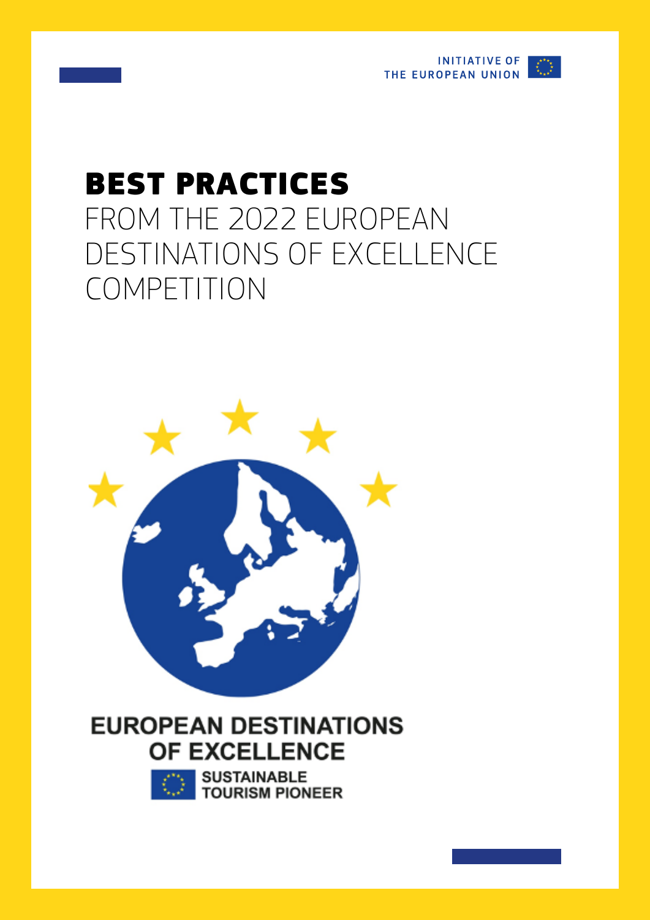INITIATIVE OF THE EUROPEAN UNION

# BEST PRACTICES

FROM THE 2022 EUROPEAN DESTINATIONS OF EXCELLENCE COMPETITION

EUROPEAN DESTINATIONS OF EXCELLENCE

SUSTAINABLE TOURISM PIONEER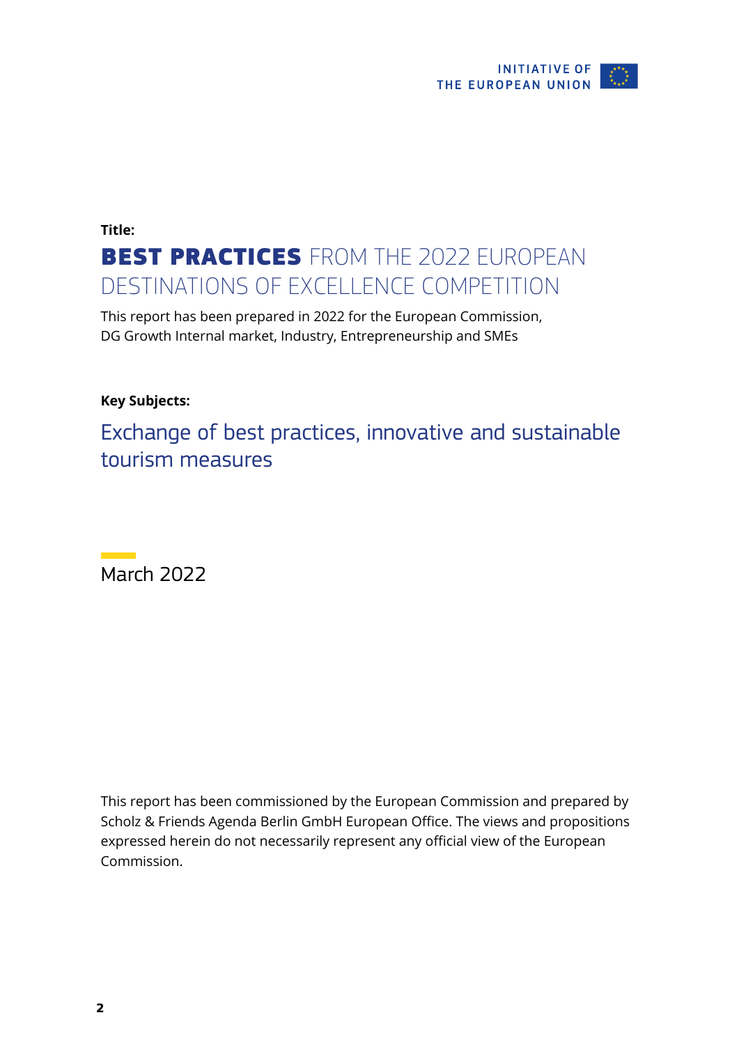INITIATIVE OF THE EUROPEAN UNION

**Title:**

# **BEST PRACTICES** FROM THE 2022 EUROPEAN DESTINATIONS OF EXCELLENCE COMPETITION

This report has been prepared in 2022 for the European Commission, DG Growth Internal market, Industry, Entrepreneurship and SMEs

**Key Subjects:**

## Exchange of best practices, innovative and sustainable tourism measures

March 2022

This report has been commissioned by the European Commission and prepared by Scholz & Friends Agenda Berlin GmbH European Office. The views and propositions expressed herein do not necessarily represent any official view of the European Commission.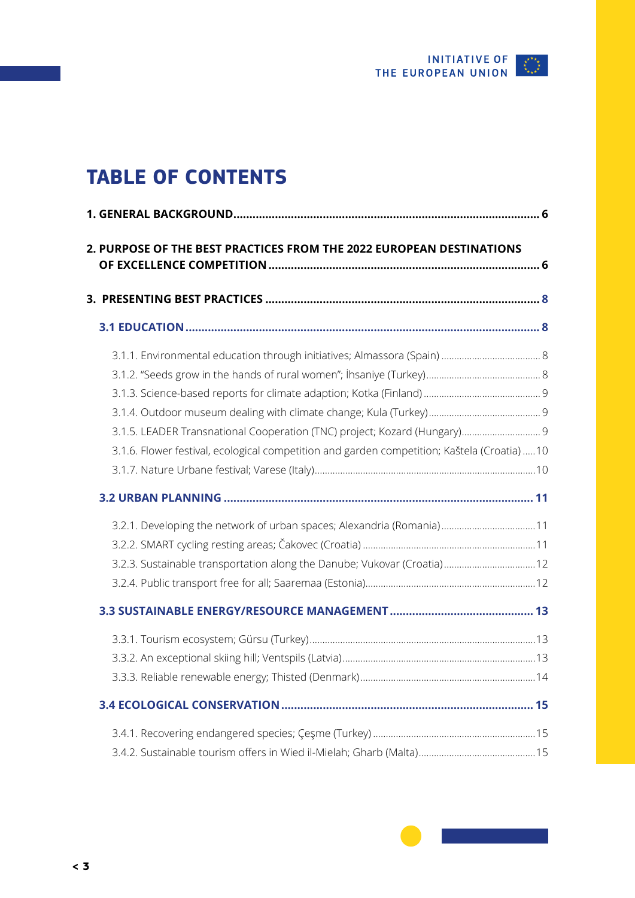# TABLE OF CONTENTS

**1. GENERAL BACKGROUND** ..... 6

**2. PURPOSE OF THE BEST PRACTICES FROM THE 2022 EUROPEAN DESTINATIONS OF EXCELLENCE COMPETITION** ..... 6

**3. PRESENTING BEST PRACTICES** ..... 8

**3.1 EDUCATION** ..... 8

- 3.1.1. Environmental education through initiatives; Almassora (Spain) ..... 8
- 3.1.2. "Seeds grow in the hands of rural women"; İhsaniye (Turkey) ..... 8
- 3.1.3. Science-based reports for climate adaption; Kotka (Finland) ..... 9
- 3.1.4. Outdoor museum dealing with climate change; Kula (Turkey) ..... 9
- 3.1.5. LEADER Transnational Cooperation (TNC) project; Kozard (Hungary) ..... 9
- 3.1.6. Flower festival, ecological competition and garden competition; Kaštela (Croatia) ..... 10
- 3.1.7. Nature Urbane festival; Varese (Italy) ..... 10

**3.2 URBAN PLANNING** ..... 11

- 3.2.1. Developing the network of urban spaces; Alexandria (Romania) ..... 11
- 3.2.2. SMART cycling resting areas; Čakovec (Croatia) ..... 11
- 3.2.3. Sustainable transportation along the Danube; Vukovar (Croatia) ..... 12
- 3.2.4. Public transport free for all; Saaremaa (Estonia) ..... 12

**3.3 SUSTAINABLE ENERGY/RESOURCE MANAGEMENT** ..... 13

- 3.3.1. Tourism ecosystem; Gürsu (Turkey) ..... 13
- 3.3.2. An exceptional skiing hill; Ventspils (Latvia) ..... 13
- 3.3.3. Reliable renewable energy; Thisted (Denmark) ..... 14

**3.4 ECOLOGICAL CONSERVATION** ..... 15

- 3.4.1. Recovering endangered species; Çeşme (Turkey) ..... 15
- 3.4.2. Sustainable tourism offers in Wied il-Mielah; Gharb (Malta) ..... 15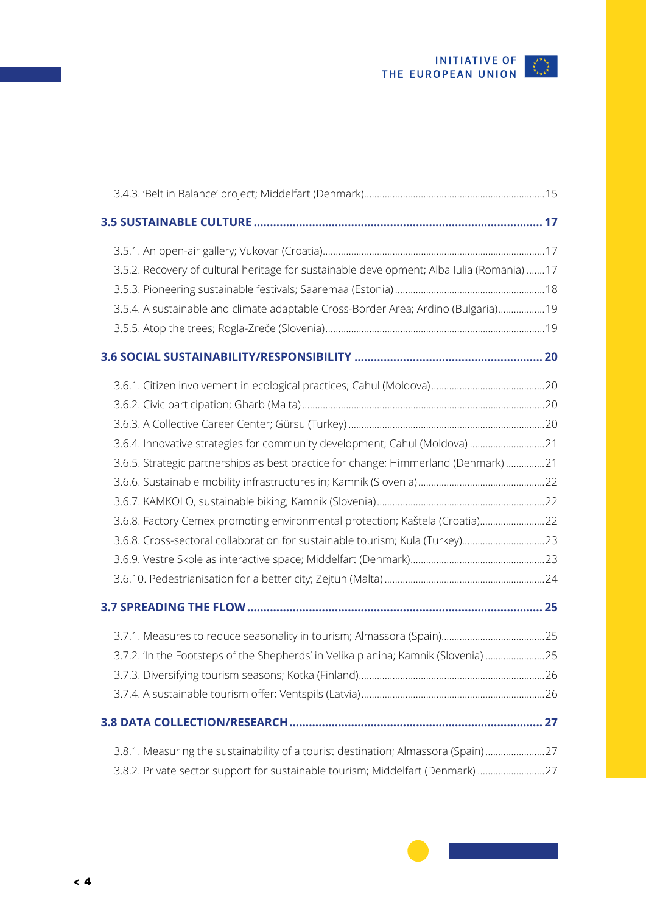3.4.3. 'Belt in Balance' project; Middelfart (Denmark)......................................................................15

**3.5 SUSTAINABLE CULTURE ........................................................................................ 17**

3.5.1. An open-air gallery; Vukovar (Croatia)......................................................................................17
3.5.2. Recovery of cultural heritage for sustainable development; Alba Iulia (Romania) .......17
3.5.3. Pioneering sustainable festivals; Saaremaa (Estonia) ..........................................................18
3.5.4. A sustainable and climate adaptable Cross-Border Area; Ardino (Bulgaria)..................19
3.5.5. Atop the trees; Rogla-Zreče (Slovenia)....................................................................................19

**3.6 SOCIAL SUSTAINABILITY/RESPONSIBILITY .......................................................... 20**

3.6.1. Citizen involvement in ecological practices; Cahul (Moldova)............................................20
3.6.2. Civic participation; Gharb (Malta).............................................................................................20
3.6.3. A Collective Career Center; Gürsu (Turkey) ............................................................................20
3.6.4. Innovative strategies for community development; Cahul (Moldova) .............................21
3.6.5. Strategic partnerships as best practice for change; Himmerland (Denmark) ...............21
3.6.6. Sustainable mobility infrastructures in; Kamnik (Slovenia).................................................22
3.6.7. KAMKOLO, sustainable biking; Kamnik (Slovenia).................................................................22
3.6.8. Factory Cemex promoting environmental protection; Kaštela (Croatia).........................22
3.6.8. Cross-sectoral collaboration for sustainable tourism; Kula (Turkey)................................23
3.6.9. Vestre Skole as interactive space; Middelfart (Denmark)....................................................23
3.6.10. Pedestrianisation for a better city; Zejtun (Malta) .............................................................24

**3.7 SPREADING THE FLOW ........................................................................................... 25**

3.7.1. Measures to reduce seasonality in tourism; Almassora (Spain)........................................25
3.7.2. 'In the Footsteps of the Shepherds' in Velika planina; Kamnik (Slovenia) .......................25
3.7.3. Diversifying tourism seasons; Kotka (Finland).......................................................................26
3.7.4. A sustainable tourism offer; Ventspils (Latvia).......................................................................26

**3.8 DATA COLLECTION/RESEARCH .............................................................................. 27**

3.8.1. Measuring the sustainability of a tourist destination; Almassora (Spain) .......................27
3.8.2. Private sector support for sustainable tourism; Middelfart (Denmark) ..........................27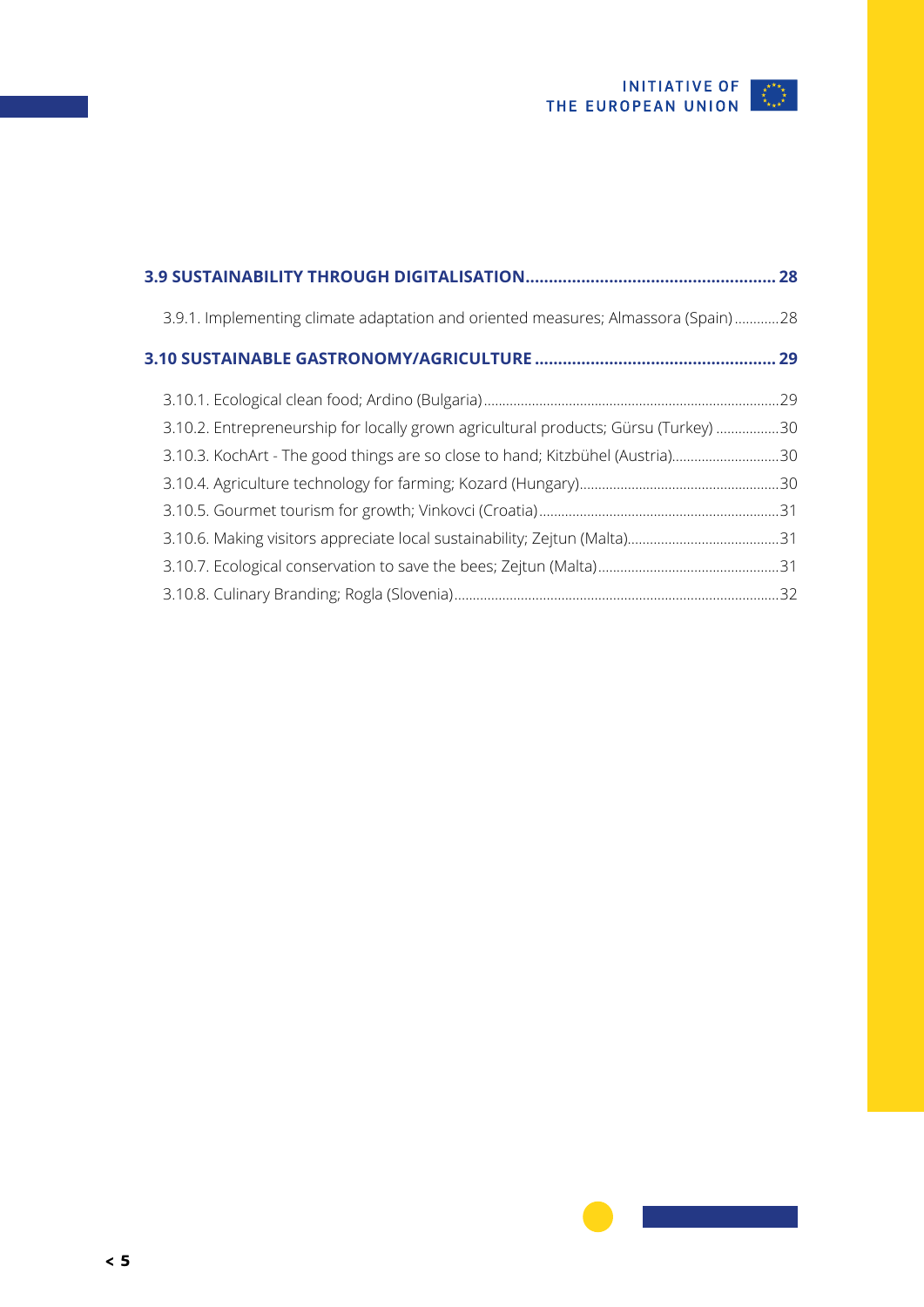**3.9 SUSTAINABILITY THROUGH DIGITALISATION ...................................................... 28**

3.9.1. Implementing climate adaptation and oriented measures; Almassora (Spain) ............28

**3.10 SUSTAINABLE GASTRONOMY/AGRICULTURE .................................................... 29**

3.10.1. Ecological clean food; Ardino (Bulgaria) ....................................................................29

3.10.2. Entrepreneurship for locally grown agricultural products; Gürsu (Turkey) .................30

3.10.3. KochArt - The good things are so close to hand; Kitzbühel (Austria).............................30

3.10.4. Agriculture technology for farming; Kozard (Hungary).....................................................30

3.10.5. Gourmet tourism for growth; Vinkovci (Croatia).................................................................31

3.10.6. Making visitors appreciate local sustainability; Zejtun (Malta).........................................31

3.10.7. Ecological conservation to save the bees; Zejtun (Malta).................................................31

3.10.8. Culinary Branding; Rogla (Slovenia).......................................................................................32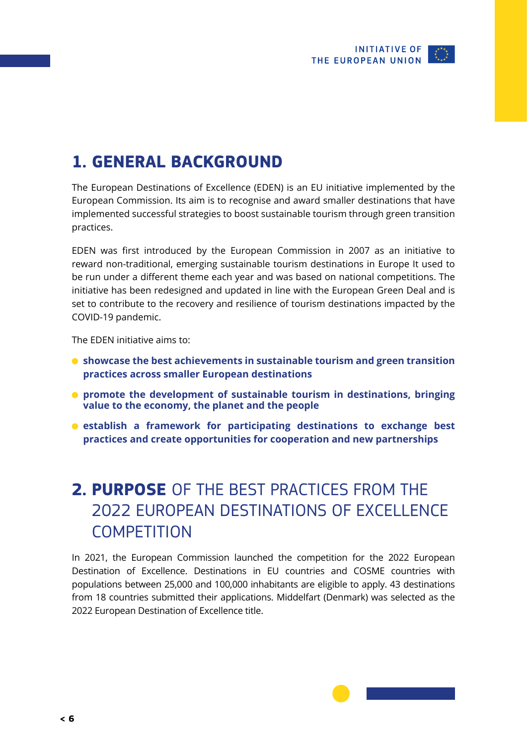# 1. GENERAL BACKGROUND

The European Destinations of Excellence (EDEN) is an EU initiative implemented by the European Commission. Its aim is to recognise and award smaller destinations that have implemented successful strategies to boost sustainable tourism through green transition practices.

EDEN was first introduced by the European Commission in 2007 as an initiative to reward non-traditional, emerging sustainable tourism destinations in Europe It used to be run under a different theme each year and was based on national competitions. The initiative has been redesigned and updated in line with the European Green Deal and is set to contribute to the recovery and resilience of tourism destinations impacted by the COVID-19 pandemic.

The EDEN initiative aims to:

- **showcase the best achievements in sustainable tourism and green transition practices across smaller European destinations**
- **promote the development of sustainable tourism in destinations, bringing value to the economy, the planet and the people**
- **establish a framework for participating destinations to exchange best practices and create opportunities for cooperation and new partnerships**

# 2. **PURPOSE** OF THE BEST PRACTICES FROM THE 2022 EUROPEAN DESTINATIONS OF EXCELLENCE COMPETITION

In 2021, the European Commission launched the competition for the 2022 European Destination of Excellence. Destinations in EU countries and COSME countries with populations between 25,000 and 100,000 inhabitants are eligible to apply. 43 destinations from 18 countries submitted their applications. Middelfart (Denmark) was selected as the 2022 European Destination of Excellence title.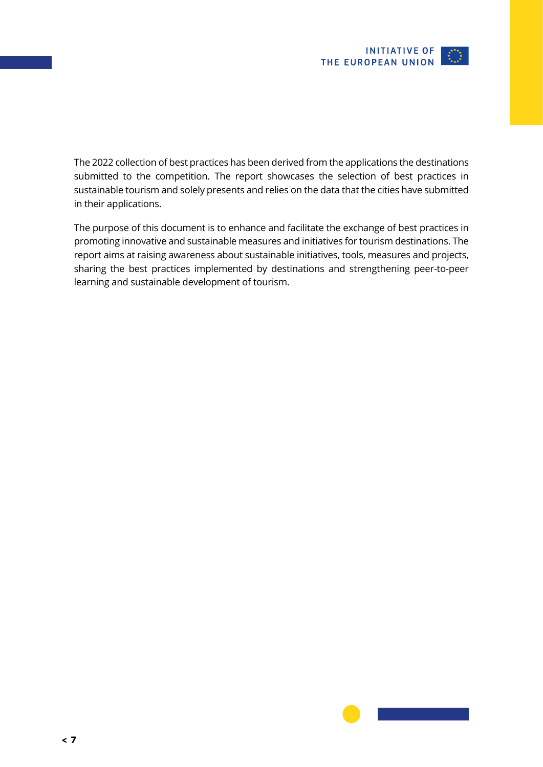The 2022 collection of best practices has been derived from the applications the destinations submitted to the competition. The report showcases the selection of best practices in sustainable tourism and solely presents and relies on the data that the cities have submitted in their applications.

The purpose of this document is to enhance and facilitate the exchange of best practices in promoting innovative and sustainable measures and initiatives for tourism destinations. The report aims at raising awareness about sustainable initiatives, tools, measures and projects, sharing the best practices implemented by destinations and strengthening peer-to-peer learning and sustainable development of tourism.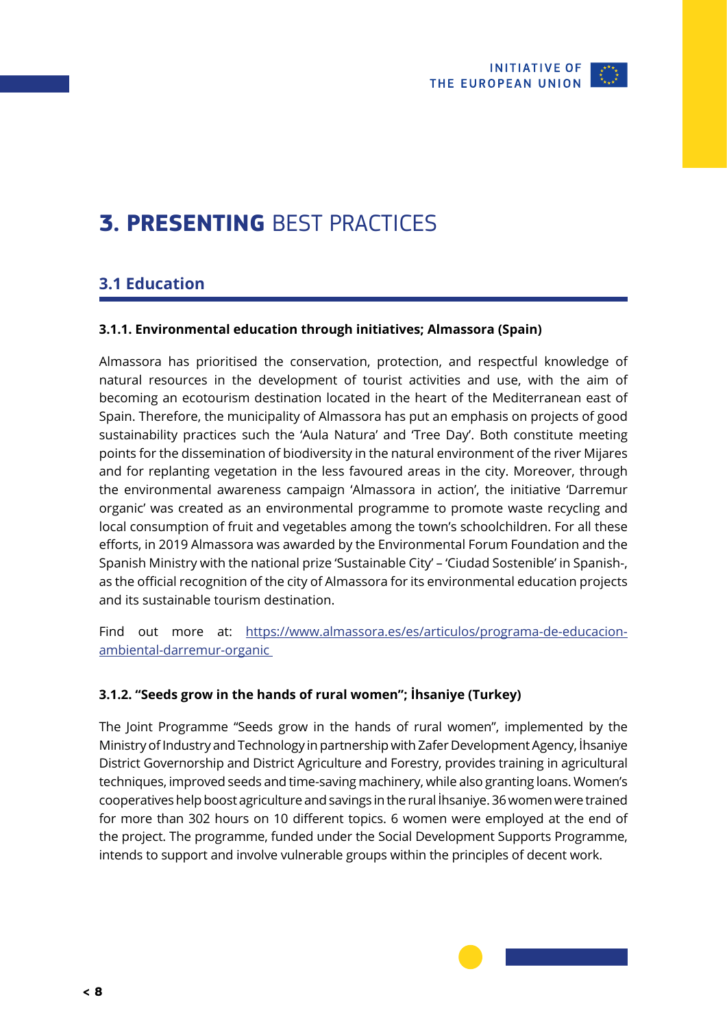# 3. **PRESENTING** BEST PRACTICES

## 3.1 Education

### 3.1.1. Environmental education through initiatives; Almassora (Spain)

Almassora has prioritised the conservation, protection, and respectful knowledge of natural resources in the development of tourist activities and use, with the aim of becoming an ecotourism destination located in the heart of the Mediterranean east of Spain. Therefore, the municipality of Almassora has put an emphasis on projects of good sustainability practices such the 'Aula Natura' and 'Tree Day'. Both constitute meeting points for the dissemination of biodiversity in the natural environment of the river Mijares and for replanting vegetation in the less favoured areas in the city. Moreover, through the environmental awareness campaign 'Almassora in action', the initiative 'Darremur organic' was created as an environmental programme to promote waste recycling and local consumption of fruit and vegetables among the town's schoolchildren. For all these efforts, in 2019 Almassora was awarded by the Environmental Forum Foundation and the Spanish Ministry with the national prize 'Sustainable City' – 'Ciudad Sostenible' in Spanish-, as the official recognition of the city of Almassora for its environmental education projects and its sustainable tourism destination.

Find out more at: [https://www.almassora.es/es/articulos/programa-de-educacion-ambiental-darremur-organic](https://www.almassora.es/es/articulos/programa-de-educacion-ambiental-darremur-organic)

### 3.1.2. "Seeds grow in the hands of rural women"; İhsaniye (Turkey)

The Joint Programme "Seeds grow in the hands of rural women", implemented by the Ministry of Industry and Technology in partnership with Zafer Development Agency, İhsaniye District Governorship and District Agriculture and Forestry, provides training in agricultural techniques, improved seeds and time-saving machinery, while also granting loans. Women's cooperatives help boost agriculture and savings in the rural İhsaniye. 36 women were trained for more than 302 hours on 10 different topics. 6 women were employed at the end of the project. The programme, funded under the Social Development Supports Programme, intends to support and involve vulnerable groups within the principles of decent work.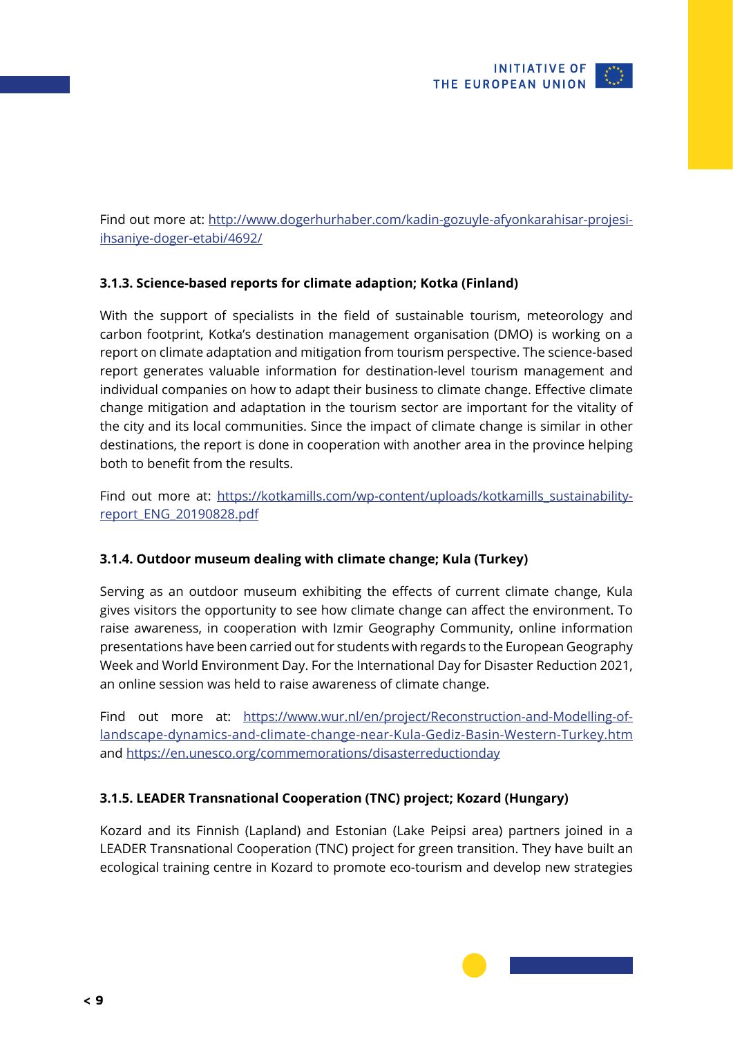Find out more at: [http://www.dogerhurhaber.com/kadin-gozuyle-afyonkarahisar-projesi-ihsaniye-doger-etabi/4692/](http://www.dogerhurhaber.com/kadin-gozuyle-afyonkarahisar-projesi-ihsaniye-doger-etabi/4692/)

#### 3.1.3. Science-based reports for climate adaption; Kotka (Finland)

With the support of specialists in the field of sustainable tourism, meteorology and carbon footprint, Kotka's destination management organisation (DMO) is working on a report on climate adaptation and mitigation from tourism perspective. The science-based report generates valuable information for destination-level tourism management and individual companies on how to adapt their business to climate change. Effective climate change mitigation and adaptation in the tourism sector are important for the vitality of the city and its local communities. Since the impact of climate change is similar in other destinations, the report is done in cooperation with another area in the province helping both to benefit from the results.

Find out more at: [https://kotkamills.com/wp-content/uploads/kotkamills_sustainability-report_ENG_20190828.pdf](https://kotkamills.com/wp-content/uploads/kotkamills_sustainability-report_ENG_20190828.pdf)

#### 3.1.4. Outdoor museum dealing with climate change; Kula (Turkey)

Serving as an outdoor museum exhibiting the effects of current climate change, Kula gives visitors the opportunity to see how climate change can affect the environment. To raise awareness, in cooperation with Izmir Geography Community, online information presentations have been carried out for students with regards to the European Geography Week and World Environment Day. For the International Day for Disaster Reduction 2021, an online session was held to raise awareness of climate change.

Find out more at: [https://www.wur.nl/en/project/Reconstruction-and-Modelling-of-landscape-dynamics-and-climate-change-near-Kula-Gediz-Basin-Western-Turkey.htm](https://www.wur.nl/en/project/Reconstruction-and-Modelling-of-landscape-dynamics-and-climate-change-near-Kula-Gediz-Basin-Western-Turkey.htm) and [https://en.unesco.org/commemorations/disasterreductionday](https://en.unesco.org/commemorations/disasterreductionday)

#### 3.1.5. LEADER Transnational Cooperation (TNC) project; Kozard (Hungary)

Kozard and its Finnish (Lapland) and Estonian (Lake Peipsi area) partners joined in a LEADER Transnational Cooperation (TNC) project for green transition. They have built an ecological training centre in Kozard to promote eco-tourism and develop new strategies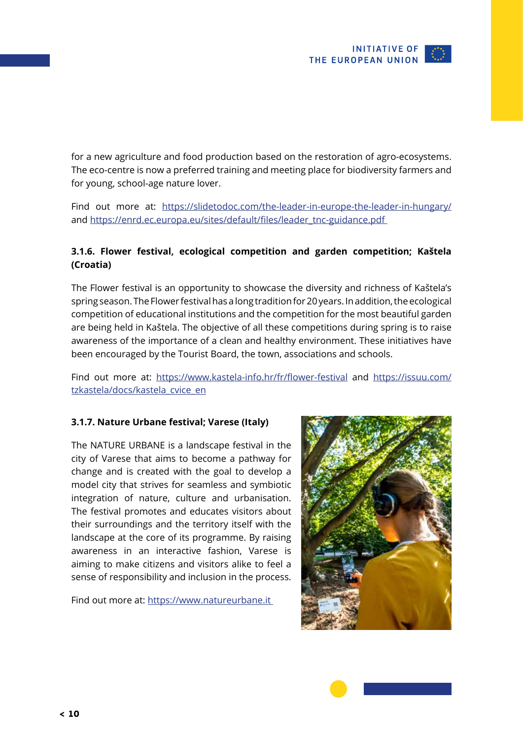for a new agriculture and food production based on the restoration of agro-ecosystems. The eco-centre is now a preferred training and meeting place for biodiversity farmers and for young, school-age nature lover.

Find out more at: https://slidetodoc.com/the-leader-in-europe-the-leader-in-hungary/ and https://enrd.ec.europa.eu/sites/default/files/leader_tnc-guidance.pdf

#### 3.1.6. Flower festival, ecological competition and garden competition; Kaštela (Croatia)

The Flower festival is an opportunity to showcase the diversity and richness of Kaštela's spring season. The Flower festival has a long tradition for 20 years. In addition, the ecological competition of educational institutions and the competition for the most beautiful garden are being held in Kaštela. The objective of all these competitions during spring is to raise awareness of the importance of a clean and healthy environment. These initiatives have been encouraged by the Tourist Board, the town, associations and schools.

Find out more at: https://www.kastela-info.hr/fr/flower-festival and https://issuu.com/tzkastela/docs/kastela_cvice_en

#### 3.1.7. Nature Urbane festival; Varese (Italy)

The NATURE URBANE is a landscape festival in the city of Varese that aims to become a pathway for change and is created with the goal to develop a model city that strives for seamless and symbiotic integration of nature, culture and urbanisation. The festival promotes and educates visitors about their surroundings and the territory itself with the landscape at the core of its programme. By raising awareness in an interactive fashion, Varese is aiming to make citizens and visitors alike to feel a sense of responsibility and inclusion in the process.

Find out more at: https://www.natureurbane.it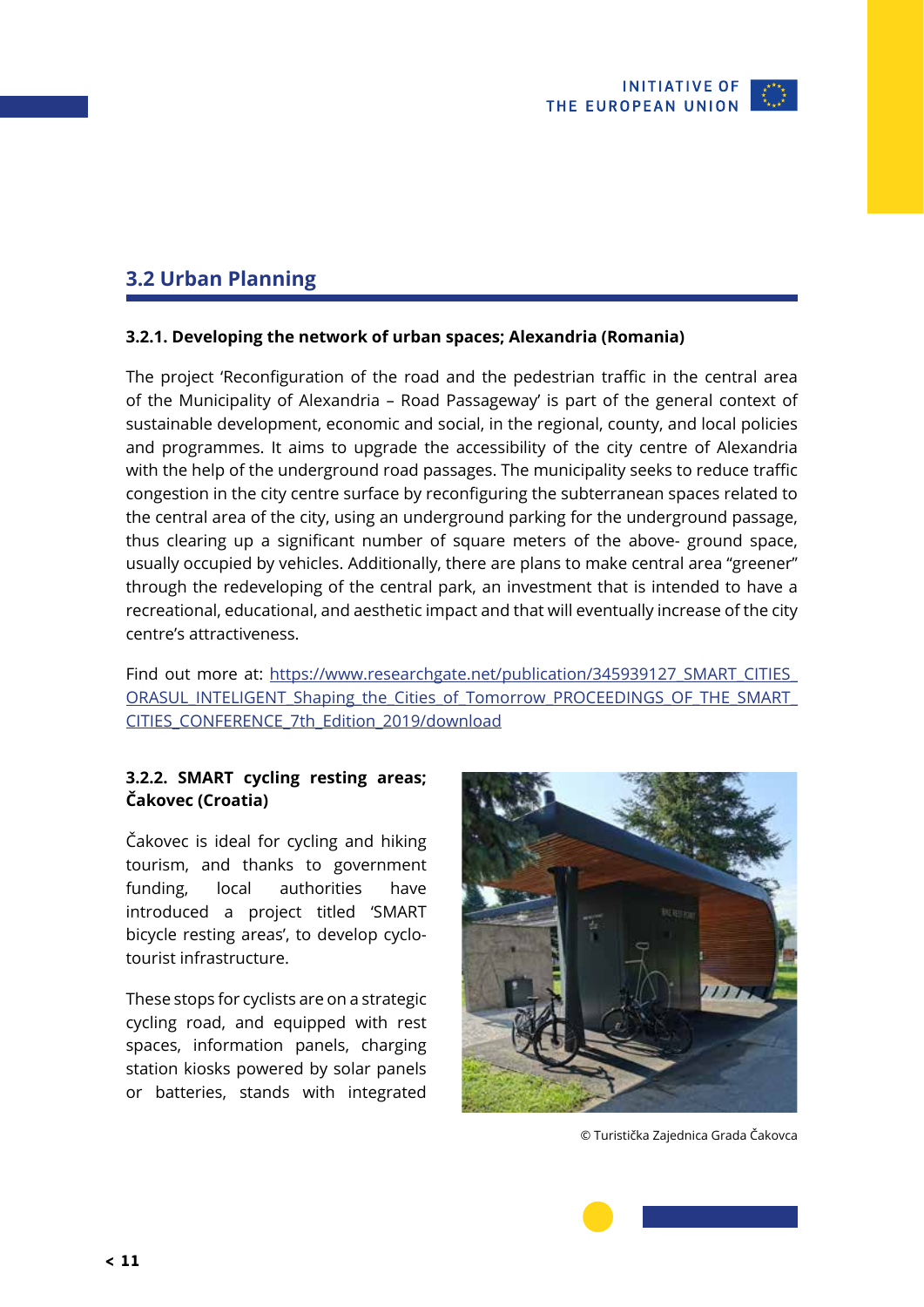## 3.2 Urban Planning

### 3.2.1. Developing the network of urban spaces; Alexandria (Romania)

The project 'Reconfiguration of the road and the pedestrian traffic in the central area of the Municipality of Alexandria – Road Passageway' is part of the general context of sustainable development, economic and social, in the regional, county, and local policies and programmes. It aims to upgrade the accessibility of the city centre of Alexandria with the help of the underground road passages. The municipality seeks to reduce traffic congestion in the city centre surface by reconfiguring the subterranean spaces related to the central area of the city, using an underground parking for the underground passage, thus clearing up a significant number of square meters of the above- ground space, usually occupied by vehicles. Additionally, there are plans to make central area "greener" through the redeveloping of the central park, an investment that is intended to have a recreational, educational, and aesthetic impact and that will eventually increase of the city centre's attractiveness.

Find out more at: [https://www.researchgate.net/publication/345939127_SMART_CITIES_ORASUL_INTELIGENT_Shaping_the_Cities_of_Tomorrow_PROCEEDINGS_OF_THE_SMART_CITIES_CONFERENCE_7th_Edition_2019/download](https://www.researchgate.net/publication/345939127_SMART_CITIES_ORASUL_INTELIGENT_Shaping_the_Cities_of_Tomorrow_PROCEEDINGS_OF_THE_SMART_CITIES_CONFERENCE_7th_Edition_2019/download)

### 3.2.2. SMART cycling resting areas; Čakovec (Croatia)

Čakovec is ideal for cycling and hiking tourism, and thanks to government funding, local authorities have introduced a project titled 'SMART bicycle resting areas', to develop cyclo-tourist infrastructure.

These stops for cyclists are on a strategic cycling road, and equipped with rest spaces, information panels, charging station kiosks powered by solar panels or batteries, stands with integrated

© Turistička Zajednica Grada Čakovca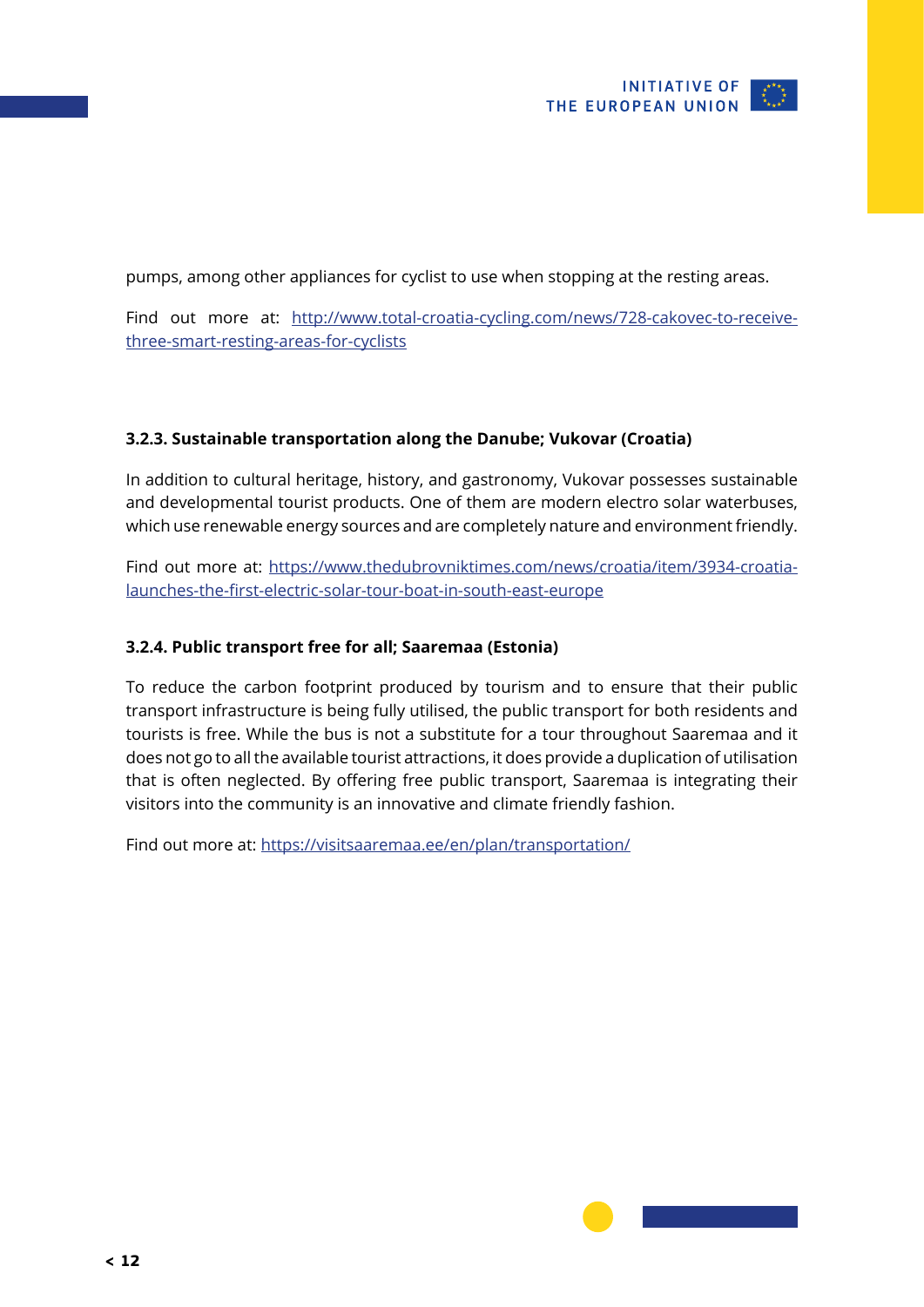pumps, among other appliances for cyclist to use when stopping at the resting areas.

Find out more at: http://www.total-croatia-cycling.com/news/728-cakovec-to-receive-three-smart-resting-areas-for-cyclists

#### 3.2.3. Sustainable transportation along the Danube; Vukovar (Croatia)

In addition to cultural heritage, history, and gastronomy, Vukovar possesses sustainable and developmental tourist products. One of them are modern electro solar waterbuses, which use renewable energy sources and are completely nature and environment friendly.

Find out more at: https://www.thedubrovniktimes.com/news/croatia/item/3934-croatia-launches-the-first-electric-solar-tour-boat-in-south-east-europe

#### 3.2.4. Public transport free for all; Saaremaa (Estonia)

To reduce the carbon footprint produced by tourism and to ensure that their public transport infrastructure is being fully utilised, the public transport for both residents and tourists is free. While the bus is not a substitute for a tour throughout Saaremaa and it does not go to all the available tourist attractions, it does provide a duplication of utilisation that is often neglected. By offering free public transport, Saaremaa is integrating their visitors into the community is an innovative and climate friendly fashion.

Find out more at: https://visitsaaremaa.ee/en/plan/transportation/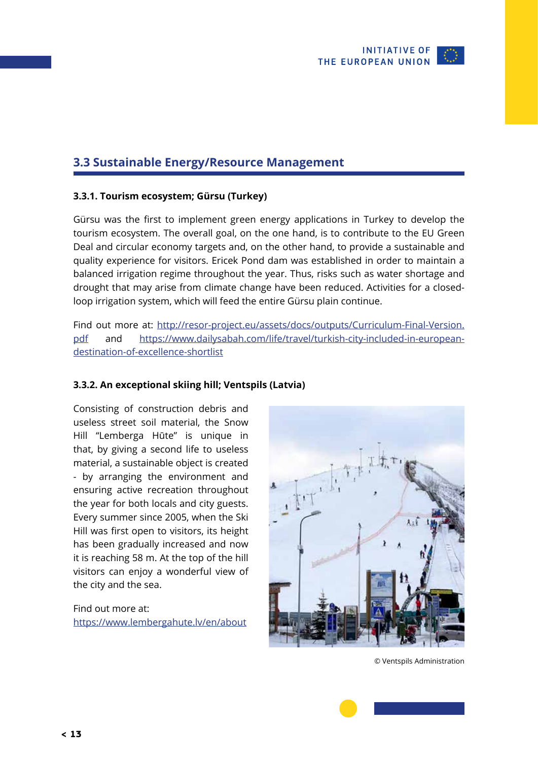## 3.3 Sustainable Energy/Resource Management

### 3.3.1. Tourism ecosystem; Gürsu (Turkey)

Gürsu was the first to implement green energy applications in Turkey to develop the tourism ecosystem. The overall goal, on the one hand, is to contribute to the EU Green Deal and circular economy targets and, on the other hand, to provide a sustainable and quality experience for visitors. Ericek Pond dam was established in order to maintain a balanced irrigation regime throughout the year. Thus, risks such as water shortage and drought that may arise from climate change have been reduced. Activities for a closed-loop irrigation system, which will feed the entire Gürsu plain continue.

Find out more at: [http://resor-project.eu/assets/docs/outputs/Curriculum-Final-Version.pdf](http://resor-project.eu/assets/docs/outputs/Curriculum-Final-Version.pdf) and [https://www.dailysabah.com/life/travel/turkish-city-included-in-european-destination-of-excellence-shortlist](https://www.dailysabah.com/life/travel/turkish-city-included-in-european-destination-of-excellence-shortlist)

### 3.3.2. An exceptional skiing hill; Ventspils (Latvia)

Consisting of construction debris and useless street soil material, the Snow Hill "Lemberga Hūte" is unique in that, by giving a second life to useless material, a sustainable object is created - by arranging the environment and ensuring active recreation throughout the year for both locals and city guests. Every summer since 2005, when the Ski Hill was first open to visitors, its height has been gradually increased and now it is reaching 58 m. At the top of the hill visitors can enjoy a wonderful view of the city and the sea.

Find out more at:
[https://www.lembergahute.lv/en/about](https://www.lembergahute.lv/en/about)

© Ventspils Administration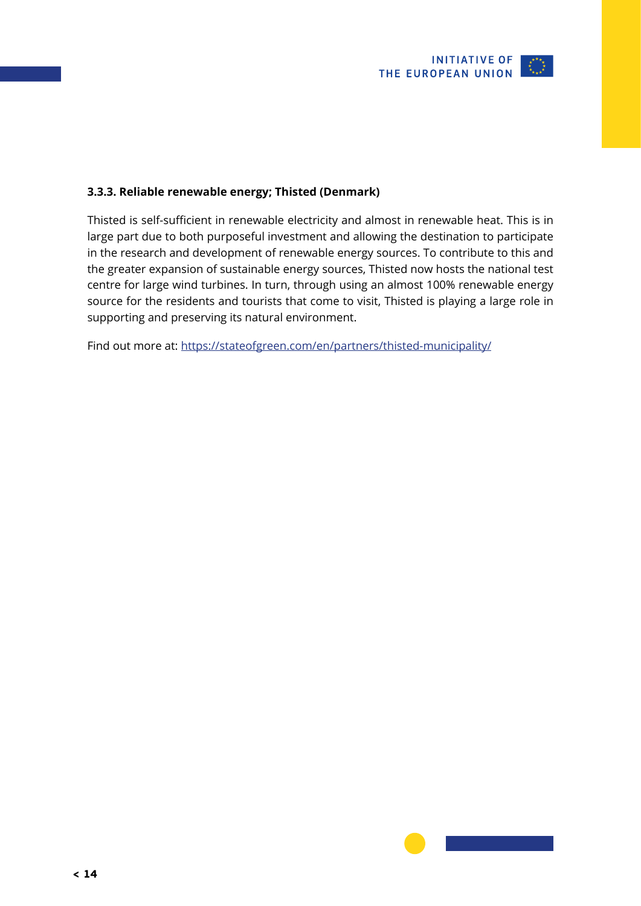### 3.3.3. Reliable renewable energy; Thisted (Denmark)

Thisted is self-sufficient in renewable electricity and almost in renewable heat. This is in large part due to both purposeful investment and allowing the destination to participate in the research and development of renewable energy sources. To contribute to this and the greater expansion of sustainable energy sources, Thisted now hosts the national test centre for large wind turbines. In turn, through using an almost 100% renewable energy source for the residents and tourists that come to visit, Thisted is playing a large role in supporting and preserving its natural environment.

Find out more at: [https://stateofgreen.com/en/partners/thisted-municipality/](https://stateofgreen.com/en/partners/thisted-municipality/)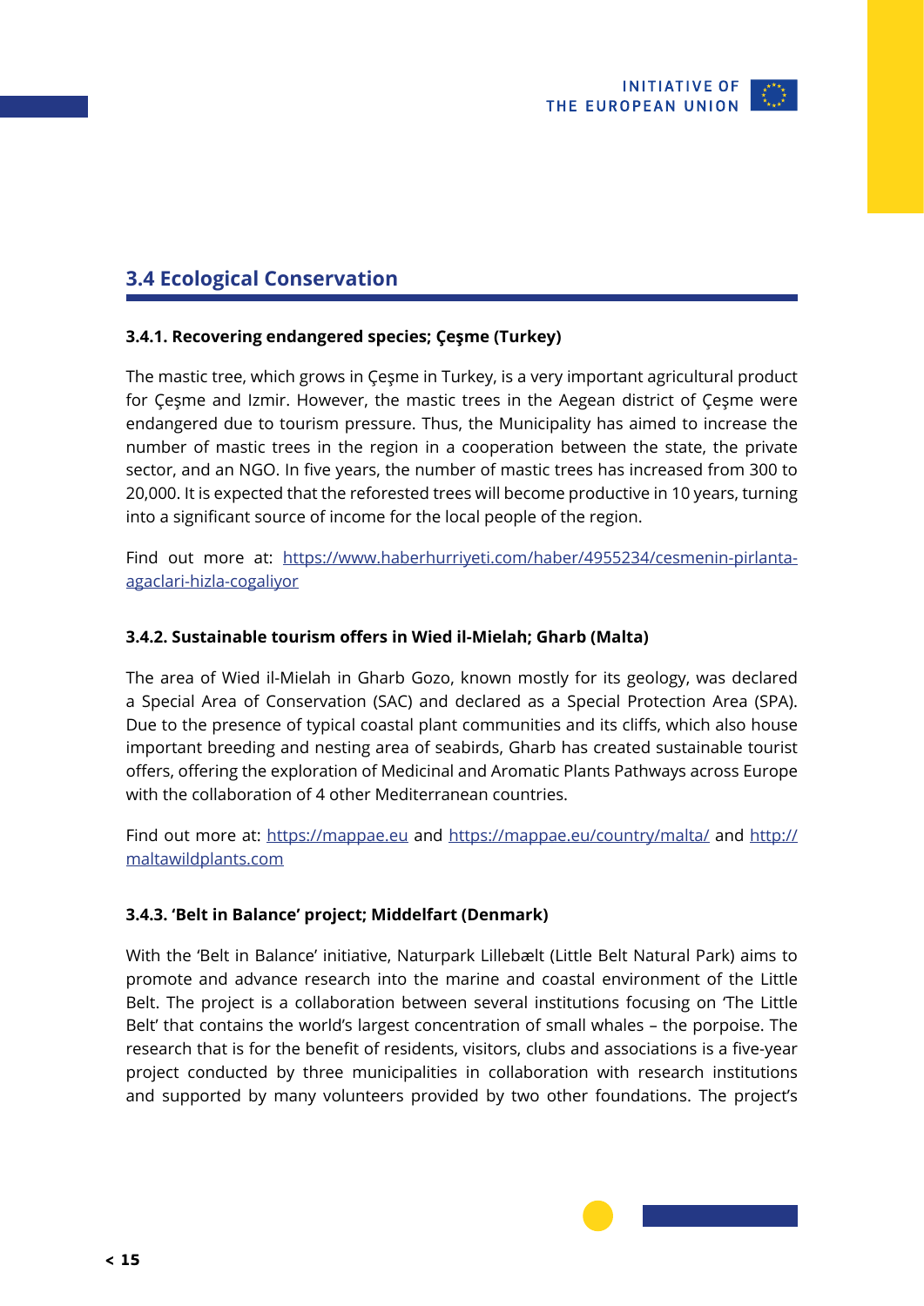## 3.4 Ecological Conservation

### 3.4.1. Recovering endangered species; Çeşme (Turkey)

The mastic tree, which grows in Çeşme in Turkey, is a very important agricultural product for Çeşme and Izmir. However, the mastic trees in the Aegean district of Çeşme were endangered due to tourism pressure. Thus, the Municipality has aimed to increase the number of mastic trees in the region in a cooperation between the state, the private sector, and an NGO. In five years, the number of mastic trees has increased from 300 to 20,000. It is expected that the reforested trees will become productive in 10 years, turning into a significant source of income for the local people of the region.

Find out more at: [https://www.haberhurriyeti.com/haber/4955234/cesmenin-pirlanta-agaclari-hizla-cogaliyor](https://www.haberhurriyeti.com/haber/4955234/cesmenin-pirlanta-agaclari-hizla-cogaliyor)

### 3.4.2. Sustainable tourism offers in Wied il-Mielah; Gharb (Malta)

The area of Wied il-Mielah in Gharb Gozo, known mostly for its geology, was declared a Special Area of Conservation (SAC) and declared as a Special Protection Area (SPA). Due to the presence of typical coastal plant communities and its cliffs, which also house important breeding and nesting area of seabirds, Gharb has created sustainable tourist offers, offering the exploration of Medicinal and Aromatic Plants Pathways across Europe with the collaboration of 4 other Mediterranean countries.

Find out more at: [https://mappae.eu](https://mappae.eu) and [https://mappae.eu/country/malta/](https://mappae.eu/country/malta/) and [http://maltawildplants.com](http://maltawildplants.com)

### 3.4.3. 'Belt in Balance' project; Middelfart (Denmark)

With the 'Belt in Balance' initiative, Naturpark Lillebælt (Little Belt Natural Park) aims to promote and advance research into the marine and coastal environment of the Little Belt. The project is a collaboration between several institutions focusing on 'The Little Belt' that contains the world's largest concentration of small whales – the porpoise. The research that is for the benefit of residents, visitors, clubs and associations is a five-year project conducted by three municipalities in collaboration with research institutions and supported by many volunteers provided by two other foundations. The project's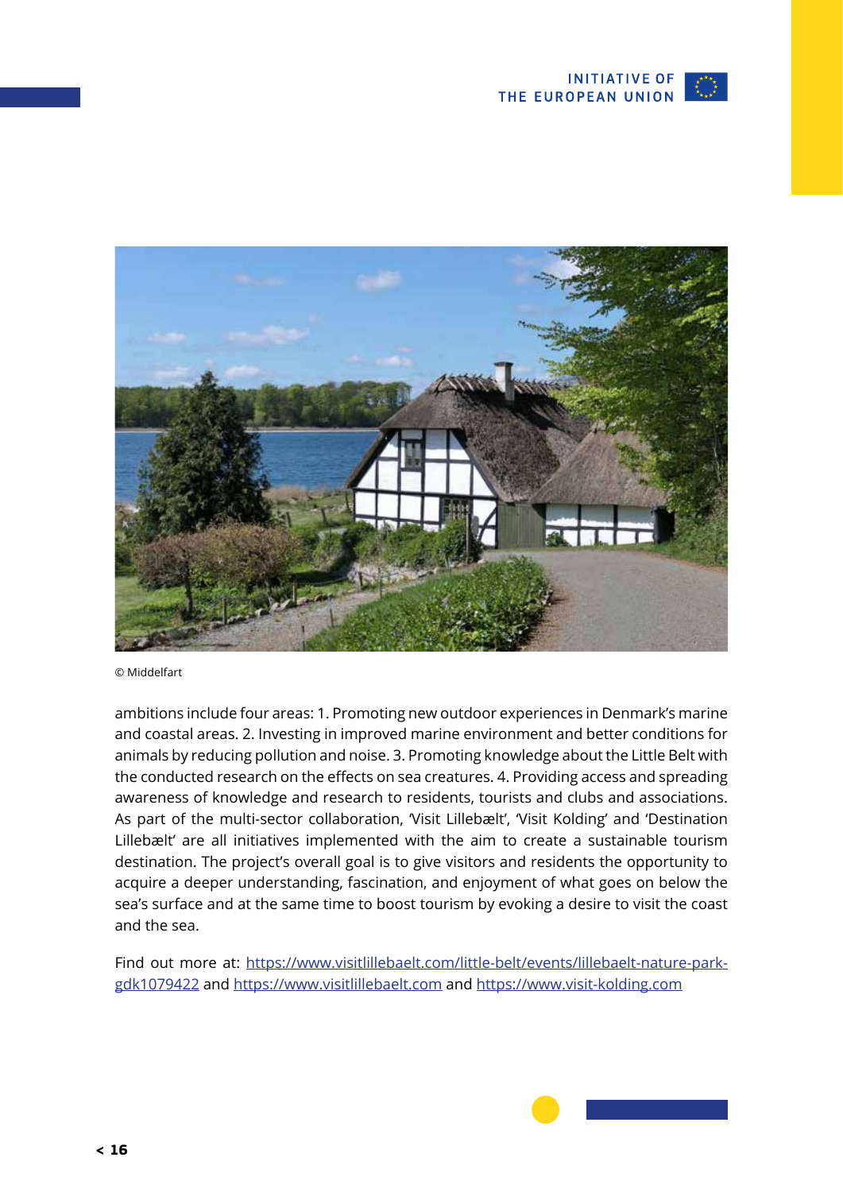© Middelfart

ambitions include four areas: 1. Promoting new outdoor experiences in Denmark's marine and coastal areas. 2. Investing in improved marine environment and better conditions for animals by reducing pollution and noise. 3. Promoting knowledge about the Little Belt with the conducted research on the effects on sea creatures. 4. Providing access and spreading awareness of knowledge and research to residents, tourists and clubs and associations. As part of the multi-sector collaboration, 'Visit Lillebælt', 'Visit Kolding' and 'Destination Lillebælt' are all initiatives implemented with the aim to create a sustainable tourism destination. The project's overall goal is to give visitors and residents the opportunity to acquire a deeper understanding, fascination, and enjoyment of what goes on below the sea's surface and at the same time to boost tourism by evoking a desire to visit the coast and the sea.

Find out more at: [https://www.visitlillebaelt.com/little-belt/events/lillebaelt-nature-park-gdk1079422](https://www.visitlillebaelt.com/little-belt/events/lillebaelt-nature-park-gdk1079422) and [https://www.visitlillebaelt.com](https://www.visitlillebaelt.com) and [https://www.visit-kolding.com](https://www.visit-kolding.com)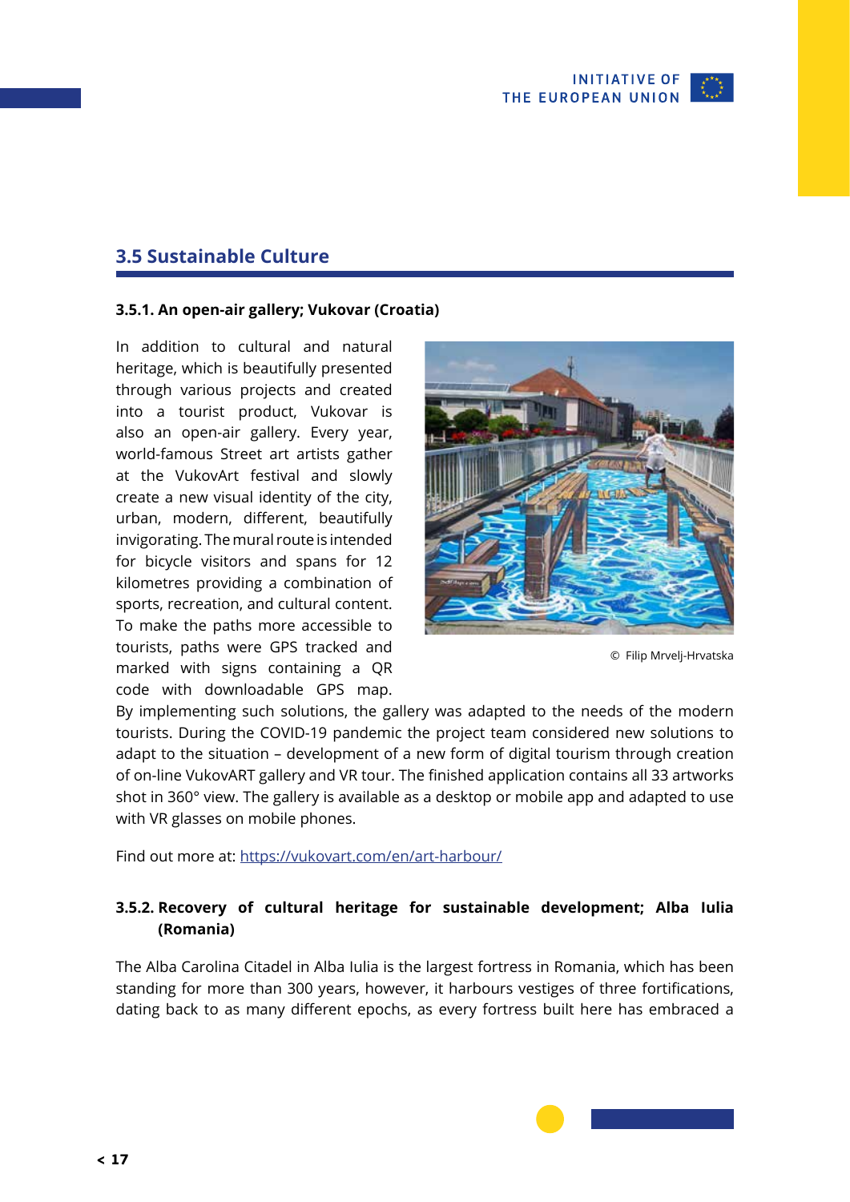## 3.5 Sustainable Culture

### 3.5.1. An open-air gallery; Vukovar (Croatia)

In addition to cultural and natural heritage, which is beautifully presented through various projects and created into a tourist product, Vukovar is also an open-air gallery. Every year, world-famous Street art artists gather at the VukovArt festival and slowly create a new visual identity of the city, urban, modern, different, beautifully invigorating. The mural route is intended for bicycle visitors and spans for 12 kilometres providing a combination of sports, recreation, and cultural content. To make the paths more accessible to tourists, paths were GPS tracked and marked with signs containing a QR code with downloadable GPS map. By implementing such solutions, the gallery was adapted to the needs of the modern tourists. During the COVID-19 pandemic the project team considered new solutions to adapt to the situation – development of a new form of digital tourism through creation of on-line VukovART gallery and VR tour. The finished application contains all 33 artworks shot in 360° view. The gallery is available as a desktop or mobile app and adapted to use with VR glasses on mobile phones.

© Filip Mrvelj-Hrvatska

Find out more at: https://vukovart.com/en/art-harbour/

### 3.5.2. Recovery of cultural heritage for sustainable development; Alba Iulia (Romania)

The Alba Carolina Citadel in Alba Iulia is the largest fortress in Romania, which has been standing for more than 300 years, however, it harbours vestiges of three fortifications, dating back to as many different epochs, as every fortress built here has embraced a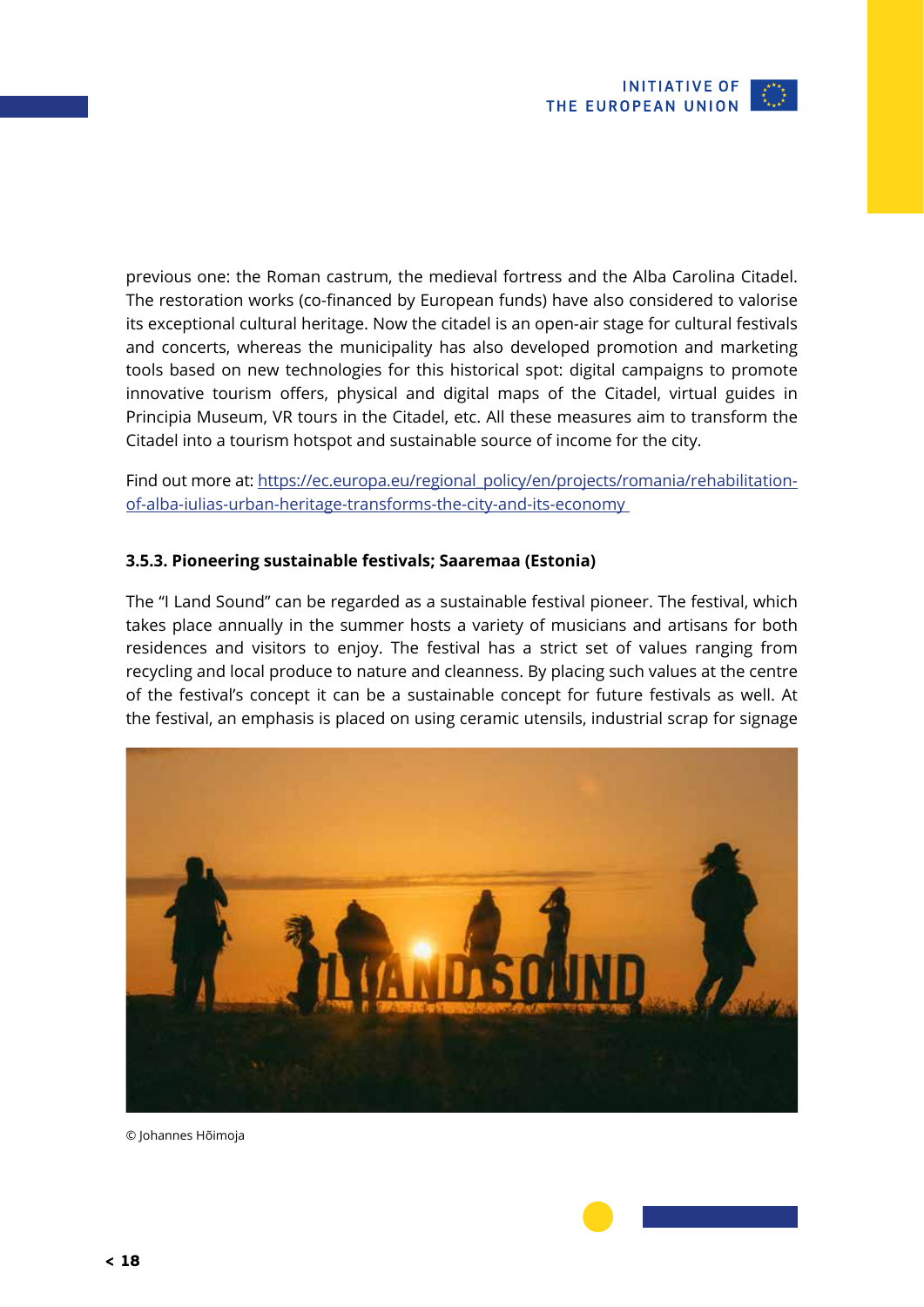previous one: the Roman castrum, the medieval fortress and the Alba Carolina Citadel. The restoration works (co-financed by European funds) have also considered to valorise its exceptional cultural heritage. Now the citadel is an open-air stage for cultural festivals and concerts, whereas the municipality has also developed promotion and marketing tools based on new technologies for this historical spot: digital campaigns to promote innovative tourism offers, physical and digital maps of the Citadel, virtual guides in Principia Museum, VR tours in the Citadel, etc. All these measures aim to transform the Citadel into a tourism hotspot and sustainable source of income for the city.

Find out more at: https://ec.europa.eu/regional_policy/en/projects/romania/rehabilitation-of-alba-iulias-urban-heritage-transforms-the-city-and-its-economy

#### 3.5.3. Pioneering sustainable festivals; Saaremaa (Estonia)

The "I Land Sound" can be regarded as a sustainable festival pioneer. The festival, which takes place annually in the summer hosts a variety of musicians and artisans for both residences and visitors to enjoy. The festival has a strict set of values ranging from recycling and local produce to nature and cleanness. By placing such values at the centre of the festival's concept it can be a sustainable concept for future festivals as well. At the festival, an emphasis is placed on using ceramic utensils, industrial scrap for signage

© Johannes Hõimoja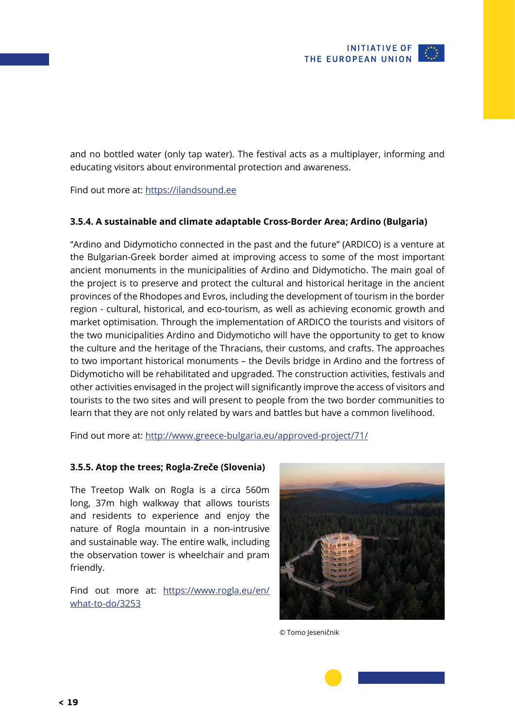and no bottled water (only tap water). The festival acts as a multiplayer, informing and educating visitors about environmental protection and awareness.

Find out more at: https://ilandsound.ee

### 3.5.4. A sustainable and climate adaptable Cross-Border Area; Ardino (Bulgaria)

"Ardino and Didymoticho connected in the past and the future" (ARDICO) is a venture at the Bulgarian-Greek border aimed at improving access to some of the most important ancient monuments in the municipalities of Ardino and Didymoticho. The main goal of the project is to preserve and protect the cultural and historical heritage in the ancient provinces of the Rhodopes and Evros, including the development of tourism in the border region - cultural, historical, and eco-tourism, as well as achieving economic growth and market optimisation. Through the implementation of ARDICO the tourists and visitors of the two municipalities Ardino and Didymoticho will have the opportunity to get to know the culture and the heritage of the Thracians, their customs, and crafts. The approaches to two important historical monuments – the Devils bridge in Ardino and the fortress of Didymoticho will be rehabilitated and upgraded. The construction activities, festivals and other activities envisaged in the project will significantly improve the access of visitors and tourists to the two sites and will present to people from the two border communities to learn that they are not only related by wars and battles but have a common livelihood.

Find out more at: http://www.greece-bulgaria.eu/approved-project/71/

### 3.5.5. Atop the trees; Rogla-Zreče (Slovenia)

The Treetop Walk on Rogla is a circa 560m long, 37m high walkway that allows tourists and residents to experience and enjoy the nature of Rogla mountain in a non-intrusive and sustainable way. The entire walk, including the observation tower is wheelchair and pram friendly.

Find out more at: https://www.rogla.eu/en/what-to-do/3253

© Tomo Jeseničnik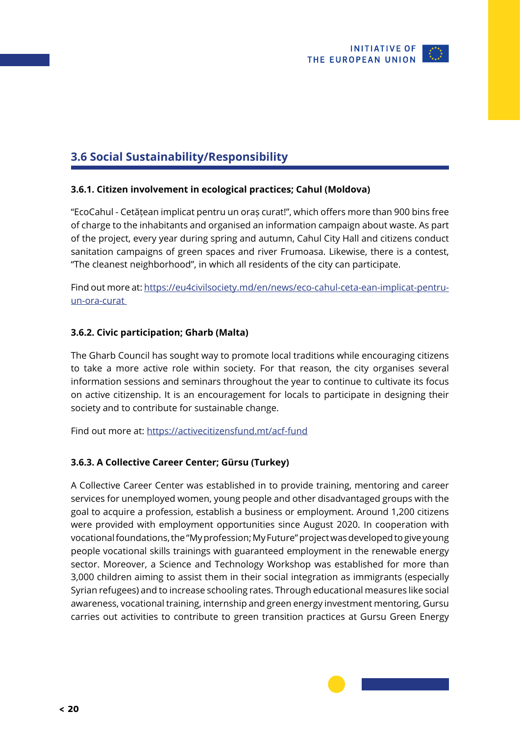## 3.6 Social Sustainability/Responsibility

### 3.6.1. Citizen involvement in ecological practices; Cahul (Moldova)

"EcoCahul - Cetățean implicat pentru un oraș curat!", which offers more than 900 bins free of charge to the inhabitants and organised an information campaign about waste. As part of the project, every year during spring and autumn, Cahul City Hall and citizens conduct sanitation campaigns of green spaces and river Frumoasa. Likewise, there is a contest, "The cleanest neighborhood", in which all residents of the city can participate.

Find out more at: https://eu4civilsociety.md/en/news/eco-cahul-ceta-ean-implicat-pentru-un-ora-curat

### 3.6.2. Civic participation; Gharb (Malta)

The Gharb Council has sought way to promote local traditions while encouraging citizens to take a more active role within society. For that reason, the city organises several information sessions and seminars throughout the year to continue to cultivate its focus on active citizenship. It is an encouragement for locals to participate in designing their society and to contribute for sustainable change.

Find out more at: https://activecitizensfund.mt/acf-fund

### 3.6.3. A Collective Career Center; Gürsu (Turkey)

A Collective Career Center was established in to provide training, mentoring and career services for unemployed women, young people and other disadvantaged groups with the goal to acquire a profession, establish a business or employment. Around 1,200 citizens were provided with employment opportunities since August 2020. In cooperation with vocational foundations, the "My profession; My Future" project was developed to give young people vocational skills trainings with guaranteed employment in the renewable energy sector. Moreover, a Science and Technology Workshop was established for more than 3,000 children aiming to assist them in their social integration as immigrants (especially Syrian refugees) and to increase schooling rates. Through educational measures like social awareness, vocational training, internship and green energy investment mentoring, Gursu carries out activities to contribute to green transition practices at Gursu Green Energy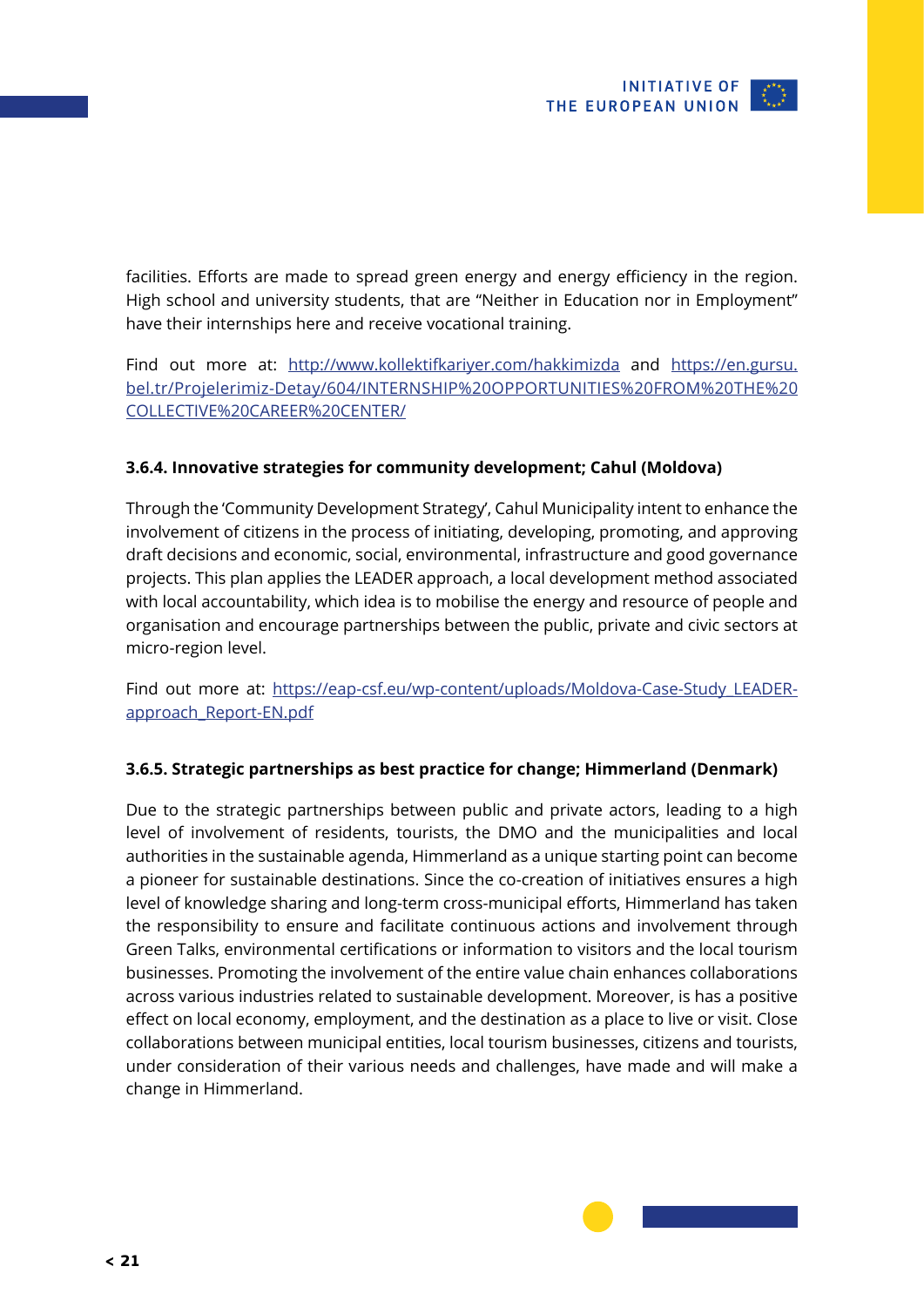facilities. Efforts are made to spread green energy and energy efficiency in the region. High school and university students, that are “Neither in Education nor in Employment” have their internships here and receive vocational training.

Find out more at: http://www.kollektifkariyer.com/hakkimizda and https://en.gursu.bel.tr/Projelerimiz-Detay/604/INTERNSHIP%20OPPORTUNITIES%20FROM%20THE%20COLLECTIVE%20CAREER%20CENTER/

#### 3.6.4. Innovative strategies for community development; Cahul (Moldova)

Through the ‘Community Development Strategy’, Cahul Municipality intent to enhance the involvement of citizens in the process of initiating, developing, promoting, and approving draft decisions and economic, social, environmental, infrastructure and good governance projects. This plan applies the LEADER approach, a local development method associated with local accountability, which idea is to mobilise the energy and resource of people and organisation and encourage partnerships between the public, private and civic sectors at micro-region level.

Find out more at: https://eap-csf.eu/wp-content/uploads/Moldova-Case-Study_LEADER-approach_Report-EN.pdf

#### 3.6.5. Strategic partnerships as best practice for change; Himmerland (Denmark)

Due to the strategic partnerships between public and private actors, leading to a high level of involvement of residents, tourists, the DMO and the municipalities and local authorities in the sustainable agenda, Himmerland as a unique starting point can become a pioneer for sustainable destinations. Since the co-creation of initiatives ensures a high level of knowledge sharing and long-term cross-municipal efforts, Himmerland has taken the responsibility to ensure and facilitate continuous actions and involvement through Green Talks, environmental certifications or information to visitors and the local tourism businesses. Promoting the involvement of the entire value chain enhances collaborations across various industries related to sustainable development. Moreover, is has a positive effect on local economy, employment, and the destination as a place to live or visit. Close collaborations between municipal entities, local tourism businesses, citizens and tourists, under consideration of their various needs and challenges, have made and will make a change in Himmerland.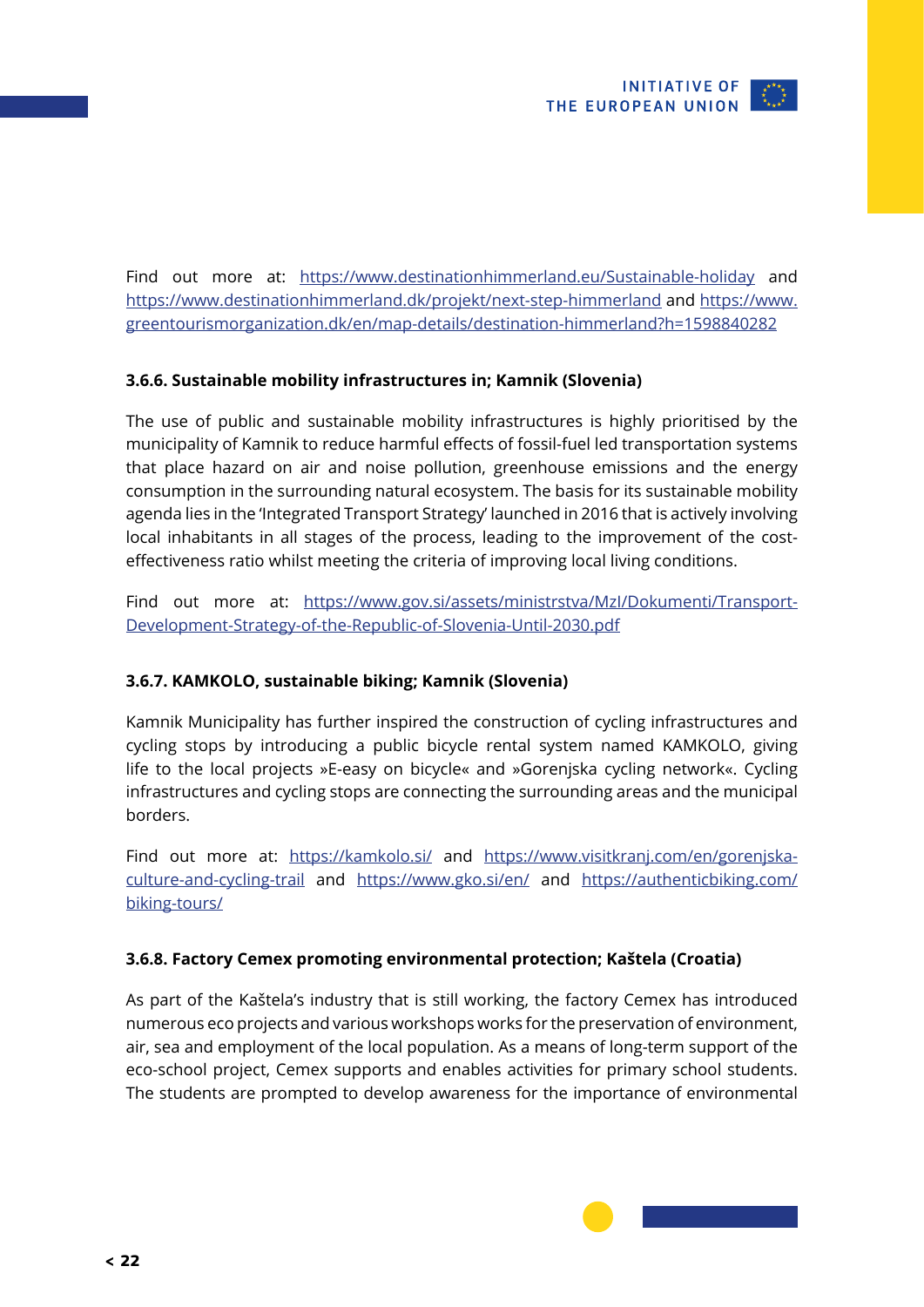Find out more at: https://www.destinationhimmerland.eu/Sustainable-holiday and https://www.destinationhimmerland.dk/projekt/next-step-himmerland and https://www.greentourismorganization.dk/en/map-details/destination-himmerland?h=1598840282

#### 3.6.6. Sustainable mobility infrastructures in; Kamnik (Slovenia)

The use of public and sustainable mobility infrastructures is highly prioritised by the municipality of Kamnik to reduce harmful effects of fossil-fuel led transportation systems that place hazard on air and noise pollution, greenhouse emissions and the energy consumption in the surrounding natural ecosystem. The basis for its sustainable mobility agenda lies in the 'Integrated Transport Strategy' launched in 2016 that is actively involving local inhabitants in all stages of the process, leading to the improvement of the cost-effectiveness ratio whilst meeting the criteria of improving local living conditions.

Find out more at: https://www.gov.si/assets/ministrstva/MzI/Dokumenti/Transport-Development-Strategy-of-the-Republic-of-Slovenia-Until-2030.pdf

#### 3.6.7. KAMKOLO, sustainable biking; Kamnik (Slovenia)

Kamnik Municipality has further inspired the construction of cycling infrastructures and cycling stops by introducing a public bicycle rental system named KAMKOLO, giving life to the local projects »E-easy on bicycle« and »Gorenjska cycling network«. Cycling infrastructures and cycling stops are connecting the surrounding areas and the municipal borders.

Find out more at: https://kamkolo.si/ and https://www.visitkranj.com/en/gorenjska-culture-and-cycling-trail and https://www.gko.si/en/ and https://authenticbiking.com/biking-tours/

#### 3.6.8. Factory Cemex promoting environmental protection; Kaštela (Croatia)

As part of the Kaštela's industry that is still working, the factory Cemex has introduced numerous eco projects and various workshops works for the preservation of environment, air, sea and employment of the local population. As a means of long-term support of the eco-school project, Cemex supports and enables activities for primary school students. The students are prompted to develop awareness for the importance of environmental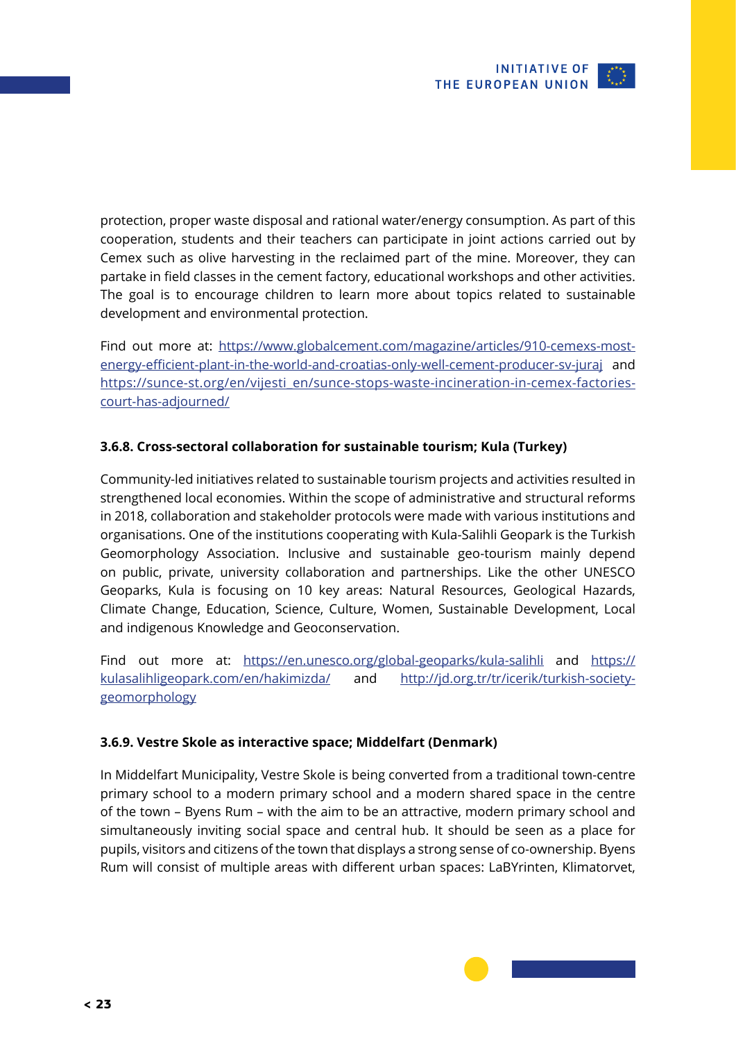protection, proper waste disposal and rational water/energy consumption. As part of this cooperation, students and their teachers can participate in joint actions carried out by Cemex such as olive harvesting in the reclaimed part of the mine. Moreover, they can partake in field classes in the cement factory, educational workshops and other activities. The goal is to encourage children to learn more about topics related to sustainable development and environmental protection.

Find out more at: https://www.globalcement.com/magazine/articles/910-cemexs-most-energy-efficient-plant-in-the-world-and-croatias-only-well-cement-producer-sv-juraj and https://sunce-st.org/en/vijesti_en/sunce-stops-waste-incineration-in-cemex-factories-court-has-adjourned/

#### 3.6.8. Cross-sectoral collaboration for sustainable tourism; Kula (Turkey)

Community-led initiatives related to sustainable tourism projects and activities resulted in strengthened local economies. Within the scope of administrative and structural reforms in 2018, collaboration and stakeholder protocols were made with various institutions and organisations. One of the institutions cooperating with Kula-Salihli Geopark is the Turkish Geomorphology Association. Inclusive and sustainable geo-tourism mainly depend on public, private, university collaboration and partnerships. Like the other UNESCO Geoparks, Kula is focusing on 10 key areas: Natural Resources, Geological Hazards, Climate Change, Education, Science, Culture, Women, Sustainable Development, Local and indigenous Knowledge and Geoconservation.

Find out more at: https://en.unesco.org/global-geoparks/kula-salihli and https://kulasalihligeopark.com/en/hakimizda/ and http://jd.org.tr/tr/icerik/turkish-society-geomorphology

#### 3.6.9. Vestre Skole as interactive space; Middelfart (Denmark)

In Middelfart Municipality, Vestre Skole is being converted from a traditional town-centre primary school to a modern primary school and a modern shared space in the centre of the town – Byens Rum – with the aim to be an attractive, modern primary school and simultaneously inviting social space and central hub. It should be seen as a place for pupils, visitors and citizens of the town that displays a strong sense of co-ownership. Byens Rum will consist of multiple areas with different urban spaces: LaBYrinten, Klimatorvet,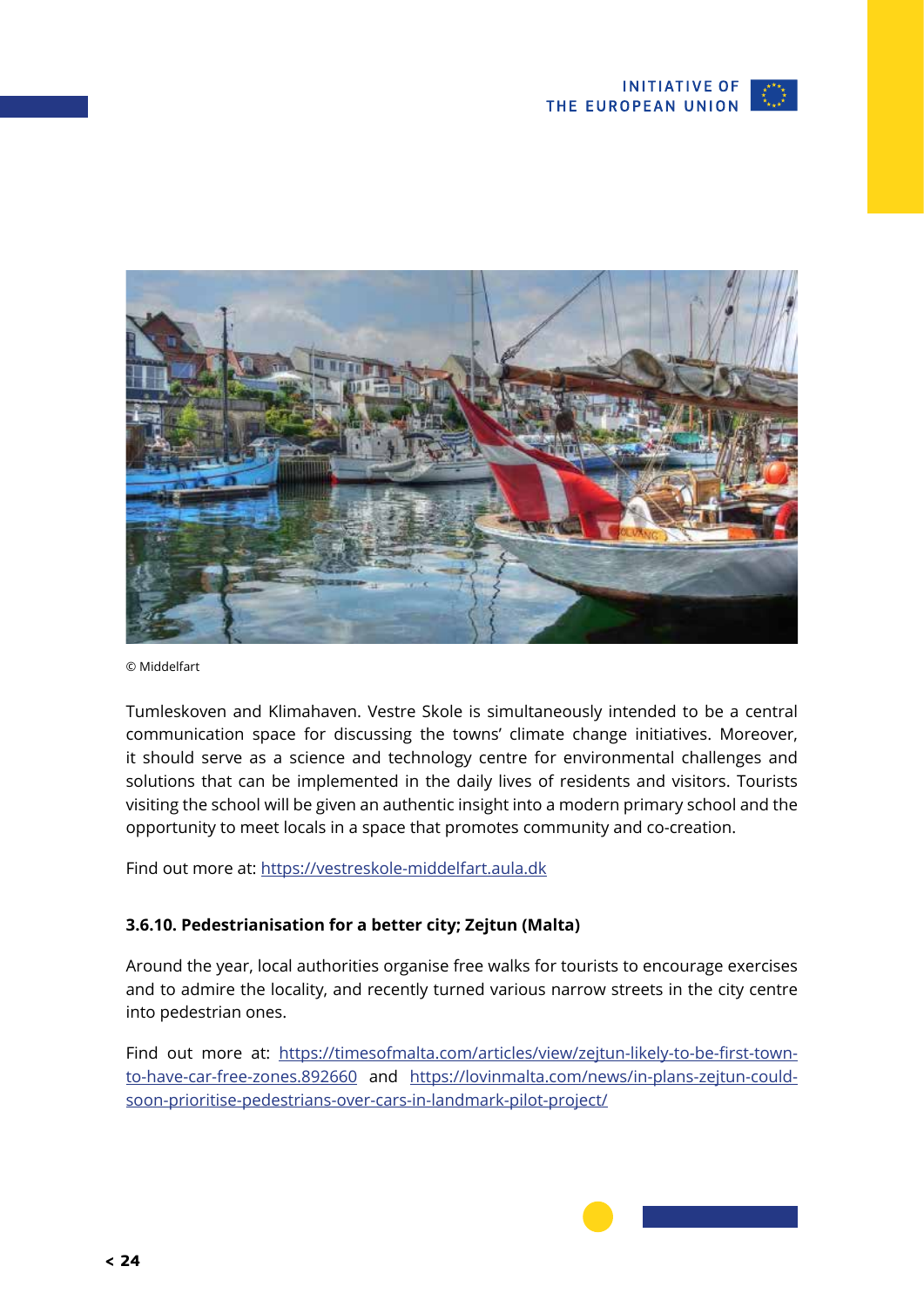© Middelfart

Tumleskoven and Klimahaven. Vestre Skole is simultaneously intended to be a central communication space for discussing the towns' climate change initiatives. Moreover, it should serve as a science and technology centre for environmental challenges and solutions that can be implemented in the daily lives of residents and visitors. Tourists visiting the school will be given an authentic insight into a modern primary school and the opportunity to meet locals in a space that promotes community and co-creation.

Find out more at: https://vestreskole-middelfart.aula.dk

#### 3.6.10. Pedestrianisation for a better city; Zejtun (Malta)

Around the year, local authorities organise free walks for tourists to encourage exercises and to admire the locality, and recently turned various narrow streets in the city centre into pedestrian ones.

Find out more at: https://timesofmalta.com/articles/view/zejtun-likely-to-be-first-town-to-have-car-free-zones.892660 and https://lovinmalta.com/news/in-plans-zejtun-could-soon-prioritise-pedestrians-over-cars-in-landmark-pilot-project/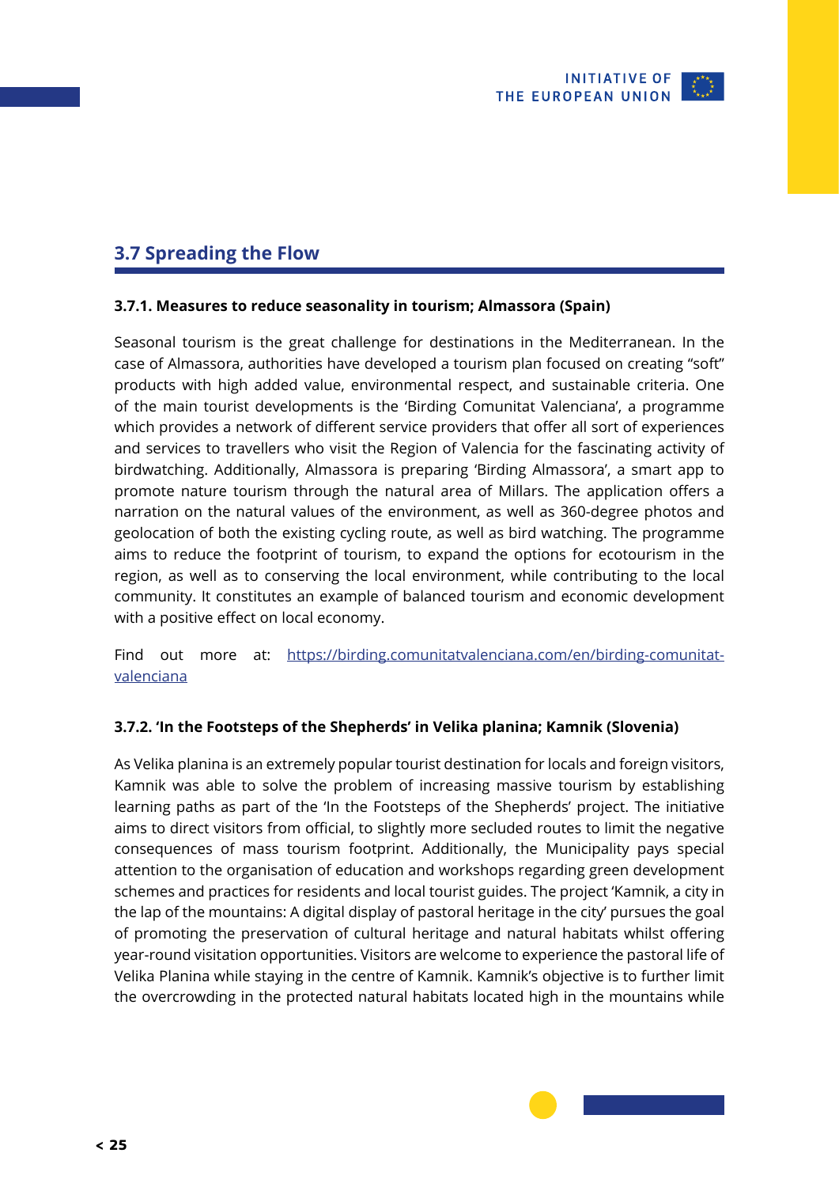## 3.7 Spreading the Flow

**3.7.1. Measures to reduce seasonality in tourism; Almassora (Spain)**

Seasonal tourism is the great challenge for destinations in the Mediterranean. In the case of Almassora, authorities have developed a tourism plan focused on creating "soft" products with high added value, environmental respect, and sustainable criteria. One of the main tourist developments is the 'Birding Comunitat Valenciana', a programme which provides a network of different service providers that offer all sort of experiences and services to travellers who visit the Region of Valencia for the fascinating activity of birdwatching. Additionally, Almassora is preparing 'Birding Almassora', a smart app to promote nature tourism through the natural area of Millars. The application offers a narration on the natural values of the environment, as well as 360-degree photos and geolocation of both the existing cycling route, as well as bird watching. The programme aims to reduce the footprint of tourism, to expand the options for ecotourism in the region, as well as to conserving the local environment, while contributing to the local community. It constitutes an example of balanced tourism and economic development with a positive effect on local economy.

Find out more at: [https://birding.comunitatvalenciana.com/en/birding-comunitat-valenciana](https://birding.comunitatvalenciana.com/en/birding-comunitat-valenciana)

**3.7.2. 'In the Footsteps of the Shepherds' in Velika planina; Kamnik (Slovenia)**

As Velika planina is an extremely popular tourist destination for locals and foreign visitors, Kamnik was able to solve the problem of increasing massive tourism by establishing learning paths as part of the 'In the Footsteps of the Shepherds' project. The initiative aims to direct visitors from official, to slightly more secluded routes to limit the negative consequences of mass tourism footprint. Additionally, the Municipality pays special attention to the organisation of education and workshops regarding green development schemes and practices for residents and local tourist guides. The project 'Kamnik, a city in the lap of the mountains: A digital display of pastoral heritage in the city' pursues the goal of promoting the preservation of cultural heritage and natural habitats whilst offering year-round visitation opportunities. Visitors are welcome to experience the pastoral life of Velika Planina while staying in the centre of Kamnik. Kamnik's objective is to further limit the overcrowding in the protected natural habitats located high in the mountains while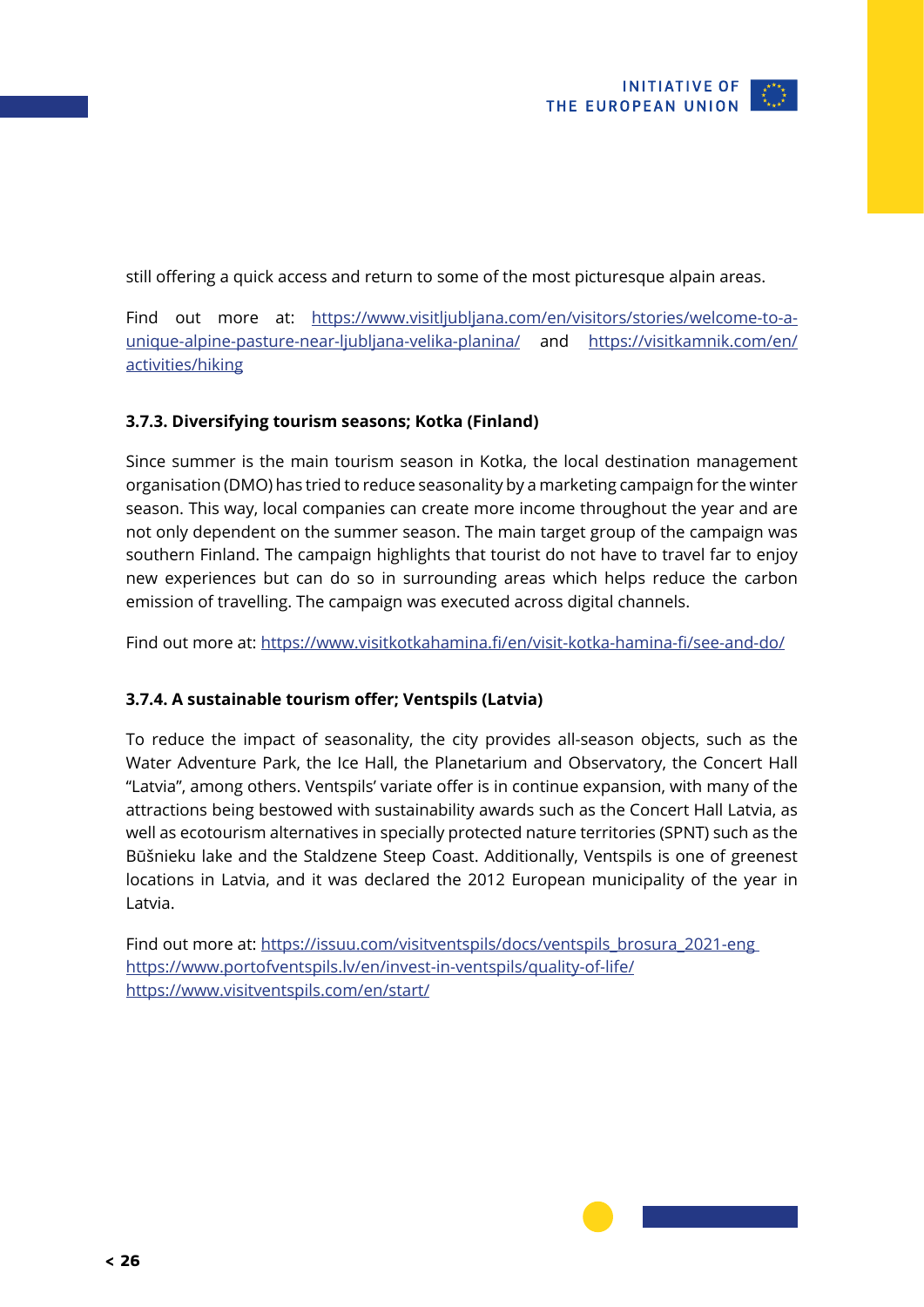still offering a quick access and return to some of the most picturesque alpain areas.

Find out more at: https://www.visitljubljana.com/en/visitors/stories/welcome-to-a-unique-alpine-pasture-near-ljubljana-velika-planina/ and https://visitkamnik.com/en/activities/hiking

### 3.7.3. Diversifying tourism seasons; Kotka (Finland)

Since summer is the main tourism season in Kotka, the local destination management organisation (DMO) has tried to reduce seasonality by a marketing campaign for the winter season. This way, local companies can create more income throughout the year and are not only dependent on the summer season. The main target group of the campaign was southern Finland. The campaign highlights that tourist do not have to travel far to enjoy new experiences but can do so in surrounding areas which helps reduce the carbon emission of travelling. The campaign was executed across digital channels.

Find out more at: https://www.visitkotkahamina.fi/en/visit-kotka-hamina-fi/see-and-do/

### 3.7.4. A sustainable tourism offer; Ventspils (Latvia)

To reduce the impact of seasonality, the city provides all-season objects, such as the Water Adventure Park, the Ice Hall, the Planetarium and Observatory, the Concert Hall "Latvia", among others. Ventspils' variate offer is in continue expansion, with many of the attractions being bestowed with sustainability awards such as the Concert Hall Latvia, as well as ecotourism alternatives in specially protected nature territories (SPNT) such as the Būšnieku lake and the Staldzene Steep Coast. Additionally, Ventspils is one of greenest locations in Latvia, and it was declared the 2012 European municipality of the year in Latvia.

Find out more at: https://issuu.com/visitventspils/docs/ventspils_brosura_2021-eng
https://www.portofventspils.lv/en/invest-in-ventspils/quality-of-life/
https://www.visitventspils.com/en/start/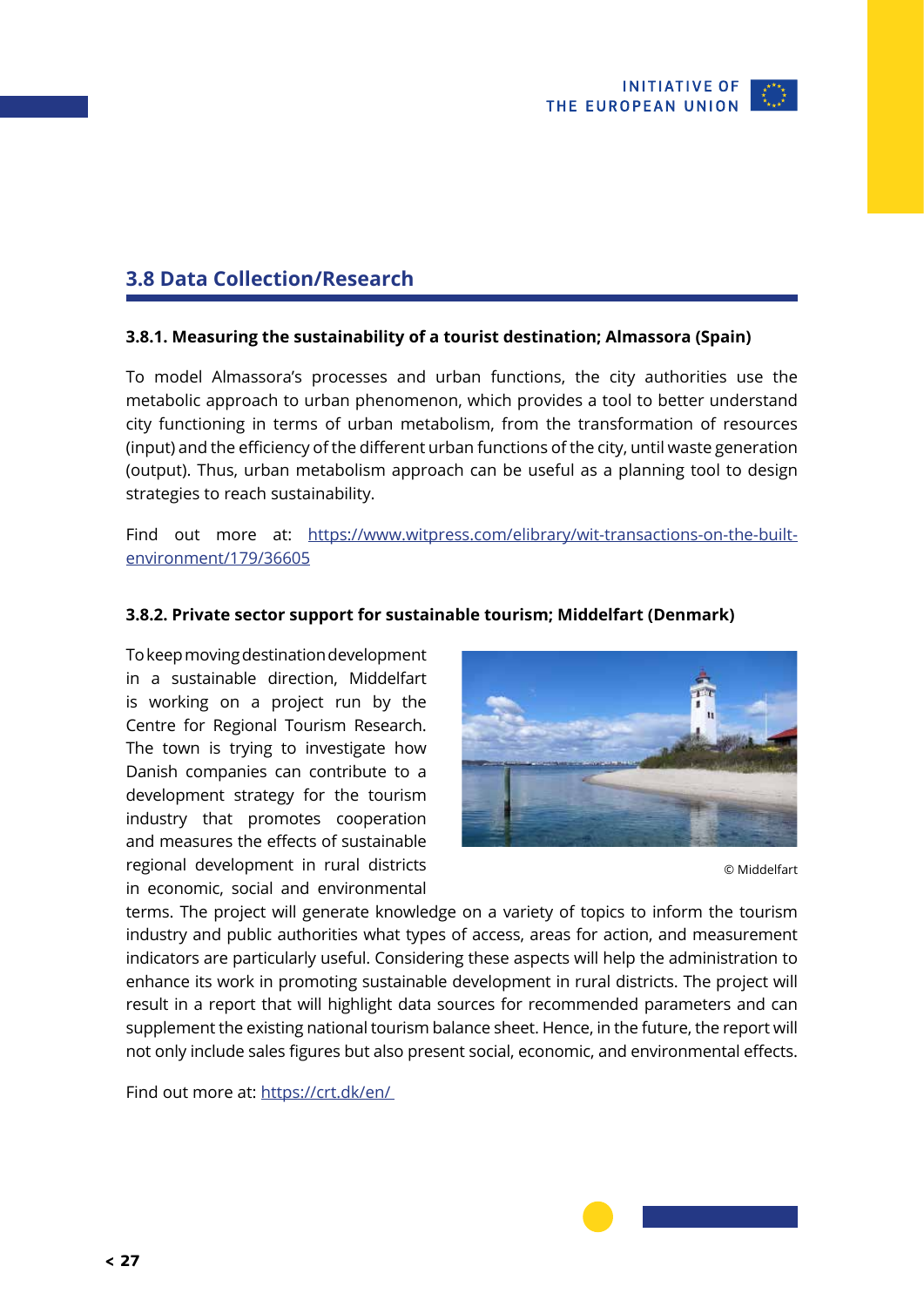## 3.8 Data Collection/Research

### 3.8.1. Measuring the sustainability of a tourist destination; Almassora (Spain)

To model Almassora's processes and urban functions, the city authorities use the metabolic approach to urban phenomenon, which provides a tool to better understand city functioning in terms of urban metabolism, from the transformation of resources (input) and the efficiency of the different urban functions of the city, until waste generation (output). Thus, urban metabolism approach can be useful as a planning tool to design strategies to reach sustainability.

Find out more at: https://www.witpress.com/elibrary/wit-transactions-on-the-built-environment/179/36605

### 3.8.2. Private sector support for sustainable tourism; Middelfart (Denmark)

To keep moving destination development in a sustainable direction, Middelfart is working on a project run by the Centre for Regional Tourism Research. The town is trying to investigate how Danish companies can contribute to a development strategy for the tourism industry that promotes cooperation and measures the effects of sustainable regional development in rural districts in economic, social and environmental terms. The project will generate knowledge on a variety of topics to inform the tourism industry and public authorities what types of access, areas for action, and measurement indicators are particularly useful. Considering these aspects will help the administration to enhance its work in promoting sustainable development in rural districts. The project will result in a report that will highlight data sources for recommended parameters and can supplement the existing national tourism balance sheet. Hence, in the future, the report will not only include sales figures but also present social, economic, and environmental effects.

© Middelfart

Find out more at: https://crt.dk/en/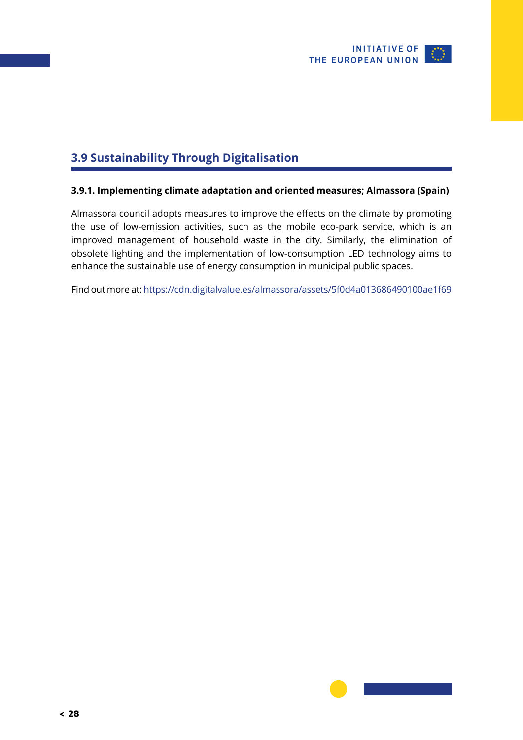## 3.9 Sustainability Through Digitalisation

### 3.9.1. Implementing climate adaptation and oriented measures; Almassora (Spain)

Almassora council adopts measures to improve the effects on the climate by promoting the use of low-emission activities, such as the mobile eco-park service, which is an improved management of household waste in the city. Similarly, the elimination of obsolete lighting and the implementation of low-consumption LED technology aims to enhance the sustainable use of energy consumption in municipal public spaces.

Find out more at: https://cdn.digitalvalue.es/almassora/assets/5f0d4a013686490100ae1f69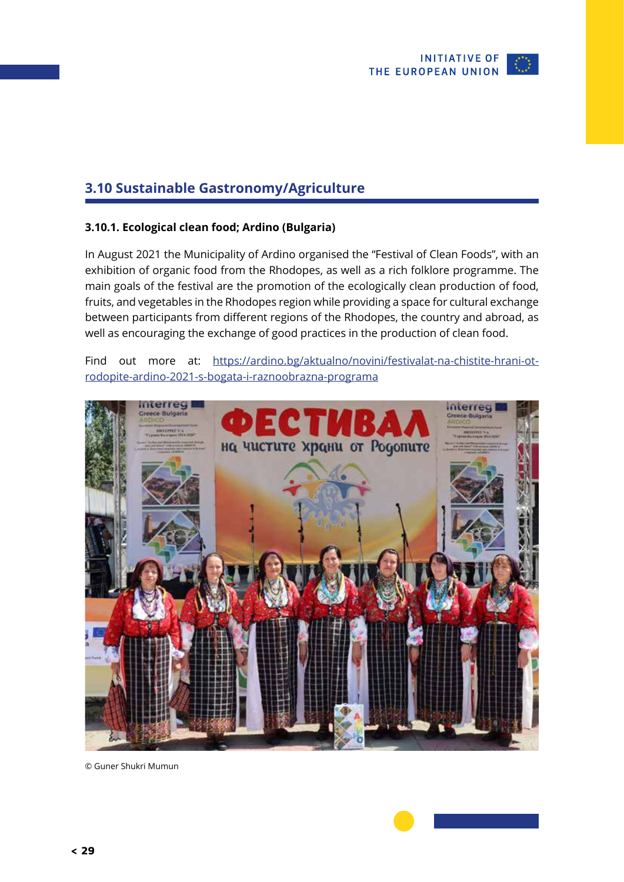## 3.10 Sustainable Gastronomy/Agriculture

### 3.10.1. Ecological clean food; Ardino (Bulgaria)

In August 2021 the Municipality of Ardino organised the "Festival of Clean Foods", with an exhibition of organic food from the Rhodopes, as well as a rich folklore programme. The main goals of the festival are the promotion of the ecologically clean production of food, fruits, and vegetables in the Rhodopes region while providing a space for cultural exchange between participants from different regions of the Rhodopes, the country and abroad, as well as encouraging the exchange of good practices in the production of clean food.

Find out more at: https://ardino.bg/aktualno/novini/festivalat-na-chistite-hrani-ot-rodopite-ardino-2021-s-bogata-i-raznoobrazna-programa

© Guner Shukri Mumun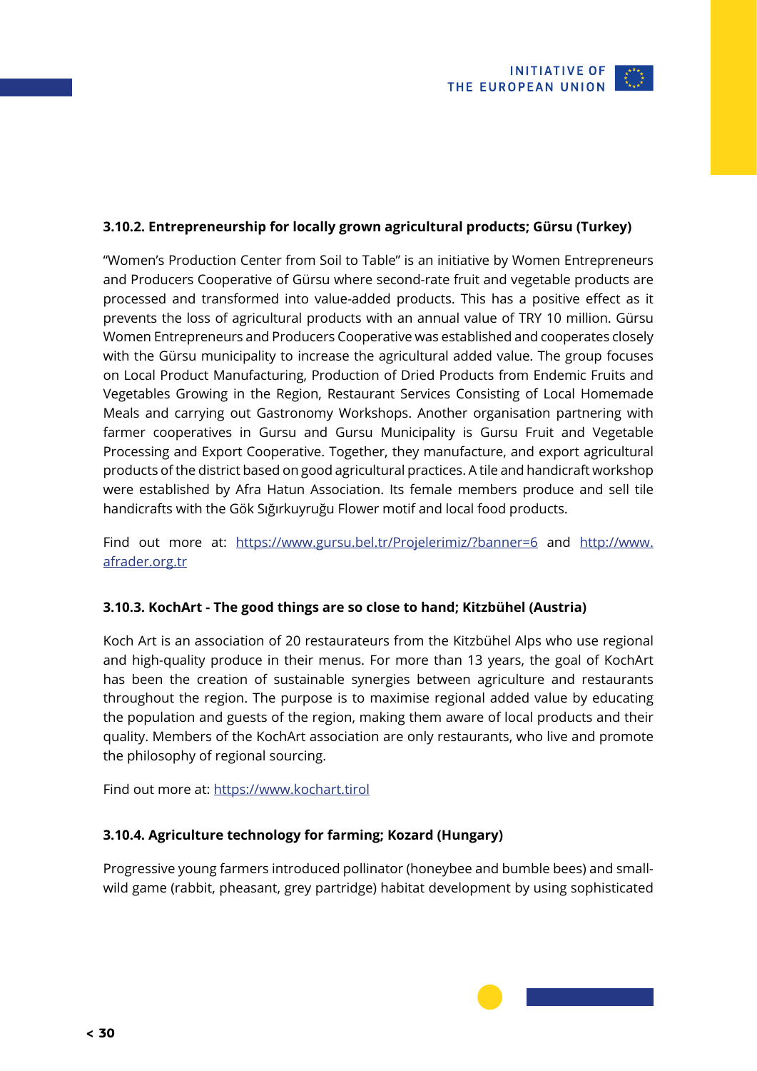### 3.10.2. Entrepreneurship for locally grown agricultural products; Gürsu (Turkey)

"Women's Production Center from Soil to Table" is an initiative by Women Entrepreneurs and Producers Cooperative of Gürsu where second-rate fruit and vegetable products are processed and transformed into value-added products. This has a positive effect as it prevents the loss of agricultural products with an annual value of TRY 10 million. Gürsu Women Entrepreneurs and Producers Cooperative was established and cooperates closely with the Gürsu municipality to increase the agricultural added value. The group focuses on Local Product Manufacturing, Production of Dried Products from Endemic Fruits and Vegetables Growing in the Region, Restaurant Services Consisting of Local Homemade Meals and carrying out Gastronomy Workshops. Another organisation partnering with farmer cooperatives in Gursu and Gursu Municipality is Gursu Fruit and Vegetable Processing and Export Cooperative. Together, they manufacture, and export agricultural products of the district based on good agricultural practices. A tile and handicraft workshop were established by Afra Hatun Association. Its female members produce and sell tile handicrafts with the Gök Sığırkuyruğu Flower motif and local food products.

Find out more at: https://www.gursu.bel.tr/Projelerimiz/?banner=6 and http://www.afrader.org.tr

### 3.10.3. KochArt - The good things are so close to hand; Kitzbühel (Austria)

Koch Art is an association of 20 restaurateurs from the Kitzbühel Alps who use regional and high-quality produce in their menus. For more than 13 years, the goal of KochArt has been the creation of sustainable synergies between agriculture and restaurants throughout the region. The purpose is to maximise regional added value by educating the population and guests of the region, making them aware of local products and their quality. Members of the KochArt association are only restaurants, who live and promote the philosophy of regional sourcing.

Find out more at: https://www.kochart.tirol

### 3.10.4. Agriculture technology for farming; Kozard (Hungary)

Progressive young farmers introduced pollinator (honeybee and bumble bees) and small-wild game (rabbit, pheasant, grey partridge) habitat development by using sophisticated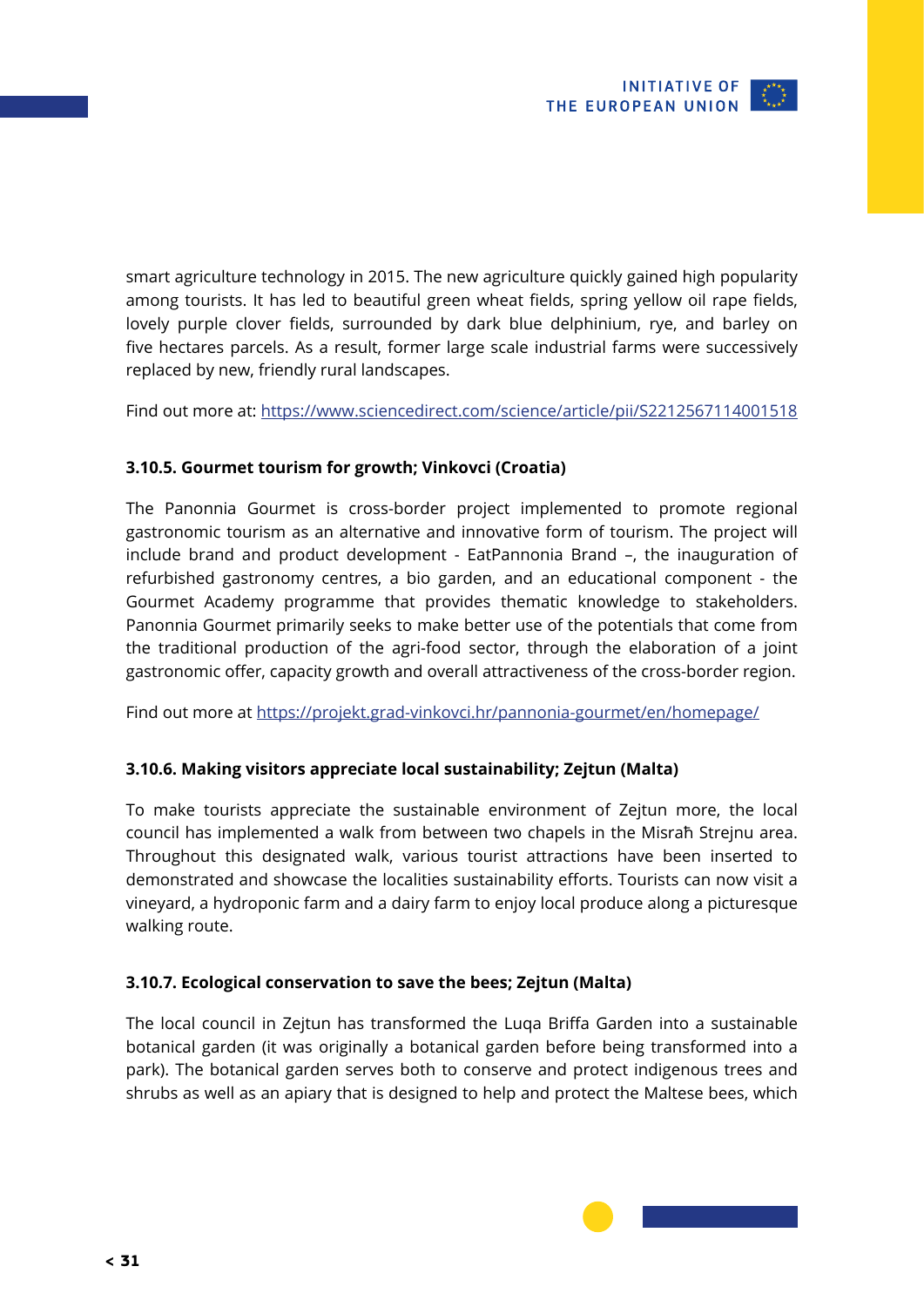smart agriculture technology in 2015. The new agriculture quickly gained high popularity among tourists. It has led to beautiful green wheat fields, spring yellow oil rape fields, lovely purple clover fields, surrounded by dark blue delphinium, rye, and barley on five hectares parcels. As a result, former large scale industrial farms were successively replaced by new, friendly rural landscapes.

Find out more at: https://www.sciencedirect.com/science/article/pii/S2212567114001518

#### 3.10.5. Gourmet tourism for growth; Vinkovci (Croatia)

The Panonnia Gourmet is cross-border project implemented to promote regional gastronomic tourism as an alternative and innovative form of tourism. The project will include brand and product development - EatPannonia Brand –, the inauguration of refurbished gastronomy centres, a bio garden, and an educational component - the Gourmet Academy programme that provides thematic knowledge to stakeholders. Panonnia Gourmet primarily seeks to make better use of the potentials that come from the traditional production of the agri-food sector, through the elaboration of a joint gastronomic offer, capacity growth and overall attractiveness of the cross-border region.

Find out more at https://projekt.grad-vinkovci.hr/pannonia-gourmet/en/homepage/

#### 3.10.6. Making visitors appreciate local sustainability; Zejtun (Malta)

To make tourists appreciate the sustainable environment of Zejtun more, the local council has implemented a walk from between two chapels in the Misraħ Strejnu area. Throughout this designated walk, various tourist attractions have been inserted to demonstrated and showcase the localities sustainability efforts. Tourists can now visit a vineyard, a hydroponic farm and a dairy farm to enjoy local produce along a picturesque walking route.

#### 3.10.7. Ecological conservation to save the bees; Zejtun (Malta)

The local council in Zejtun has transformed the Luqa Briffa Garden into a sustainable botanical garden (it was originally a botanical garden before being transformed into a park). The botanical garden serves both to conserve and protect indigenous trees and shrubs as well as an apiary that is designed to help and protect the Maltese bees, which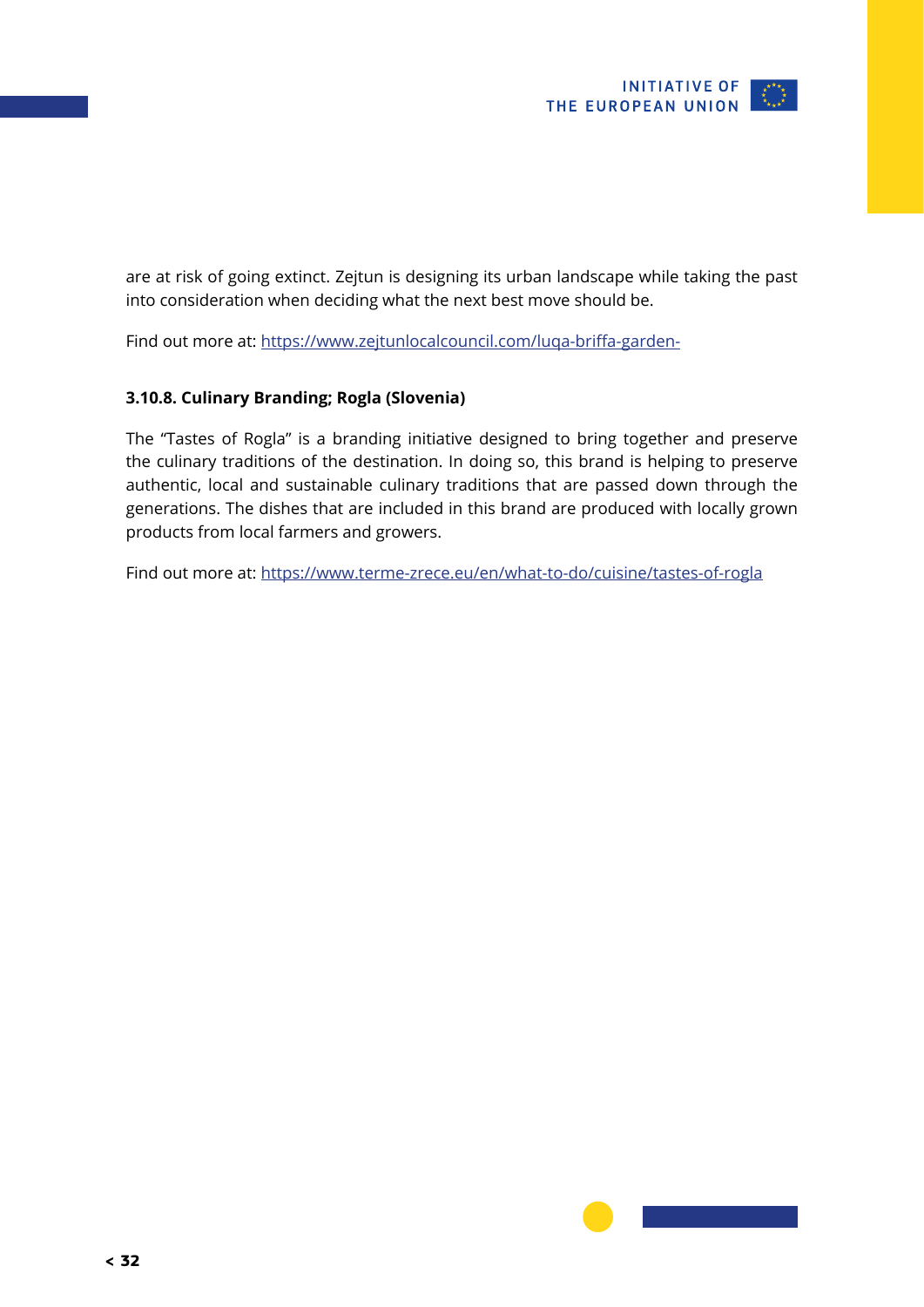are at risk of going extinct. Zejtun is designing its urban landscape while taking the past into consideration when deciding what the next best move should be.

Find out more at: https://www.zejtunlocalcouncil.com/luqa-briffa-garden-

#### 3.10.8. Culinary Branding; Rogla (Slovenia)

The "Tastes of Rogla" is a branding initiative designed to bring together and preserve the culinary traditions of the destination. In doing so, this brand is helping to preserve authentic, local and sustainable culinary traditions that are passed down through the generations. The dishes that are included in this brand are produced with locally grown products from local farmers and growers.

Find out more at: https://www.terme-zrece.eu/en/what-to-do/cuisine/tastes-of-rogla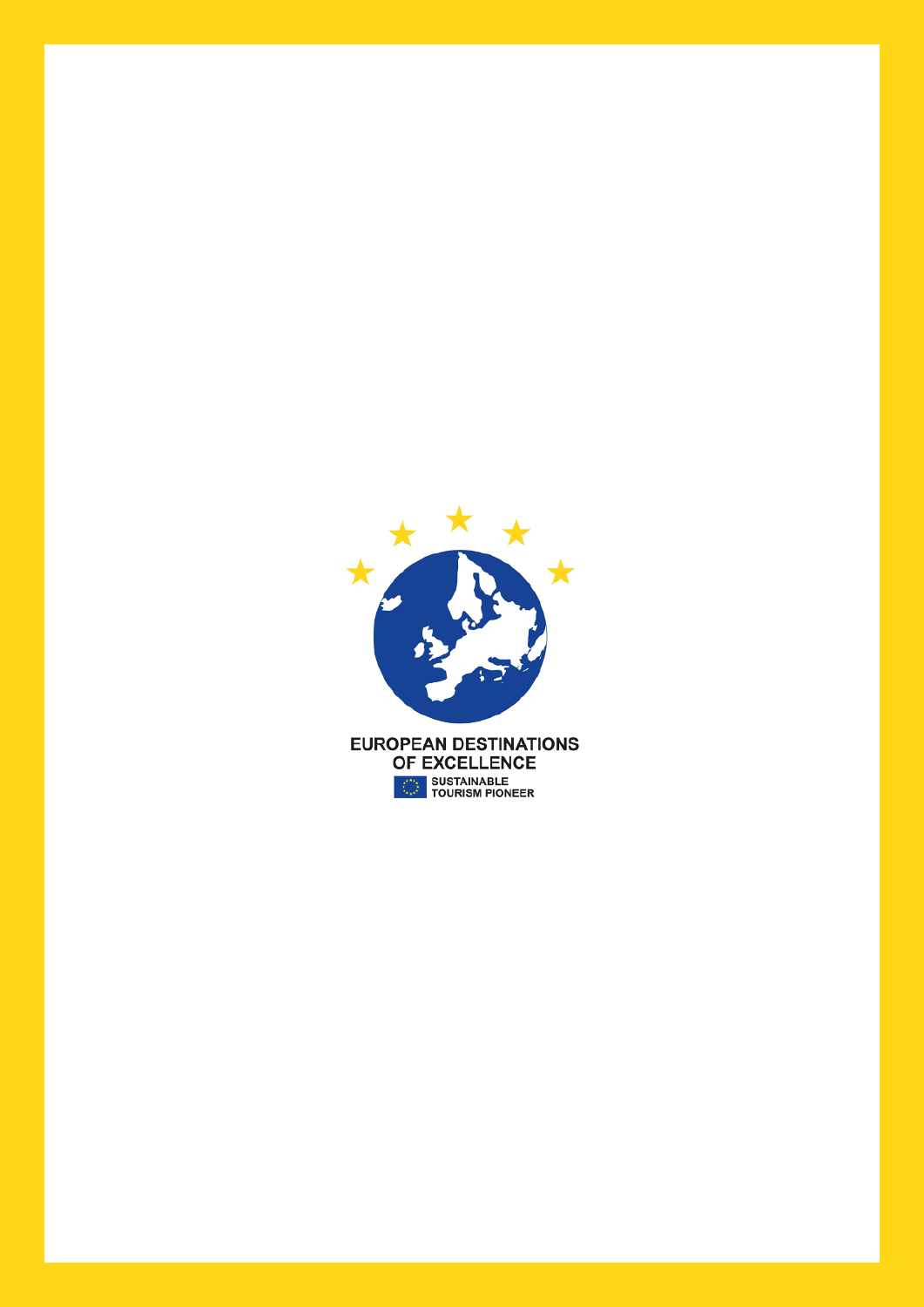EUROPEAN DESTINATIONS
OF EXCELLENCE

SUSTAINABLE
TOURISM PIONEER